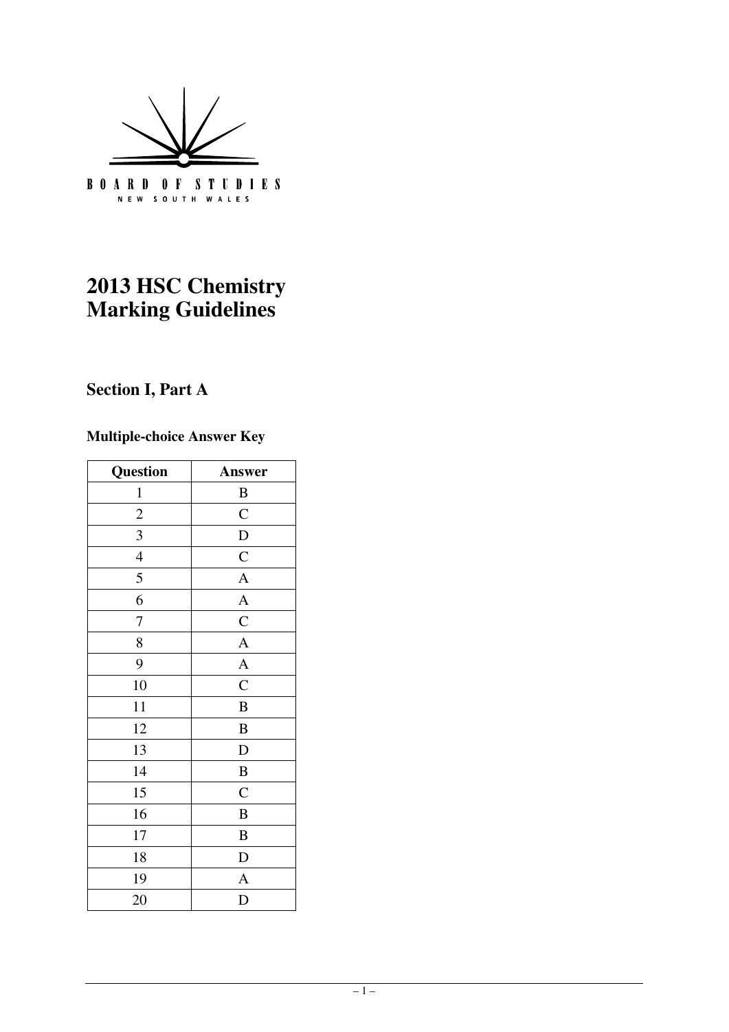BOARD OF STUDIES
NEW SOUTH WALES

# 2013 HSC Chemistry Marking Guidelines

## Section I, Part A

### Multiple-choice Answer Key

| Question | Answer |
|---|---|
| 1 | B |
| 2 | C |
| 3 | D |
| 4 | C |
| 5 | A |
| 6 | A |
| 7 | C |
| 8 | A |
| 9 | A |
| 10 | C |
| 11 | B |
| 12 | B |
| 13 | D |
| 14 | B |
| 15 | C |
| 16 | B |
| 17 | B |
| 18 | D |
| 19 | A |
| 20 | D |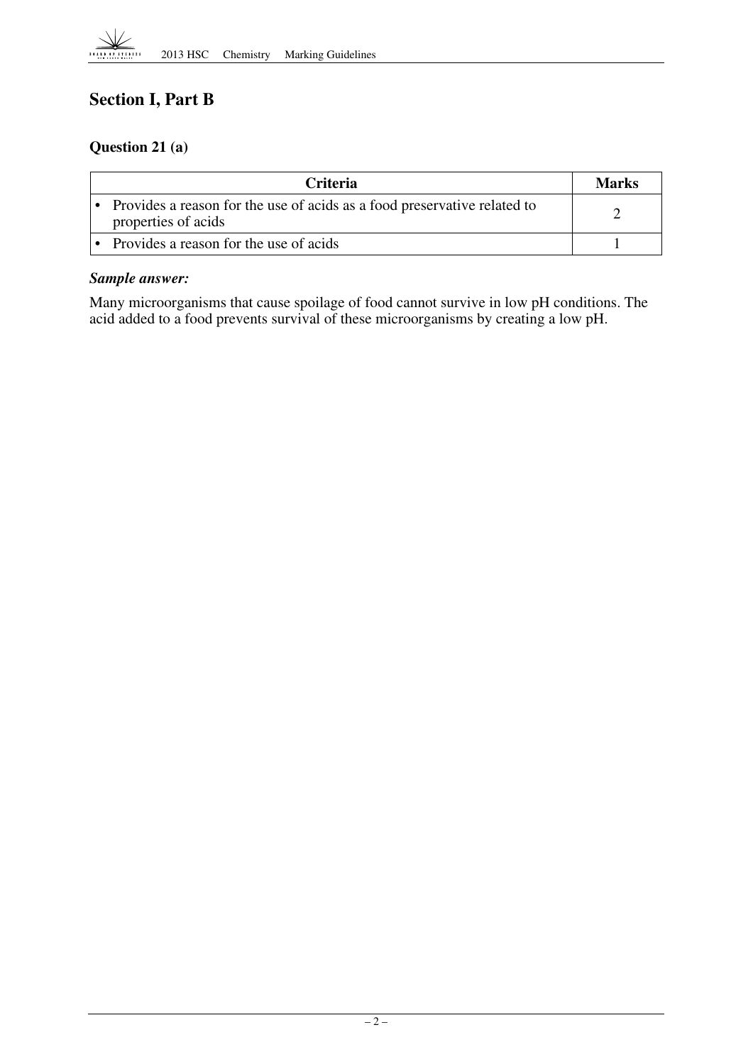## Section I, Part B

### Question 21 (a)

| Criteria | Marks |
| --- | --- |
| • Provides a reason for the use of acids as a food preservative related to properties of acids | 2 |
| • Provides a reason for the use of acids | 1 |

***Sample answer:***

Many microorganisms that cause spoilage of food cannot survive in low pH conditions. The acid added to a food prevents survival of these microorganisms by creating a low pH.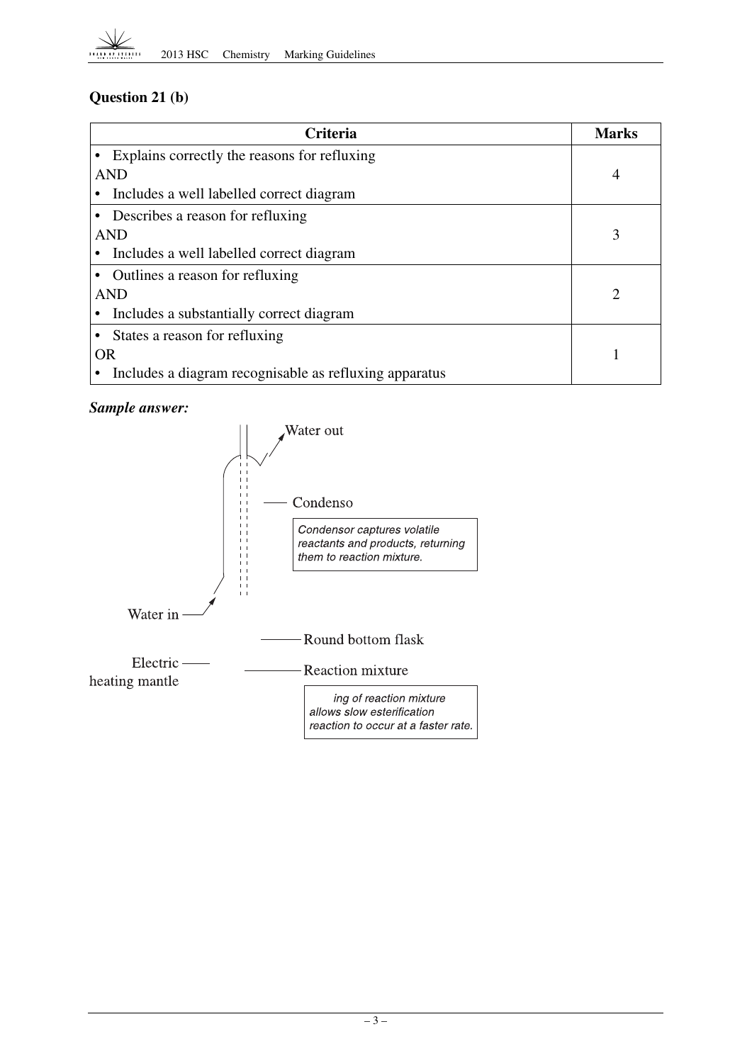### Question 21 (b)

| Criteria | Marks |
|---|---|
| • Explains correctly the reasons for refluxing<br>AND<br>• Includes a well labelled correct diagram | 4 |
| • Describes a reason for refluxing<br>AND<br>• Includes a well labelled correct diagram | 3 |
| • Outlines a reason for refluxing<br>AND<br>• Includes a substantially correct diagram | 2 |
| • States a reason for refluxing<br>OR<br>• Includes a diagram recognisable as refluxing apparatus | 1 |

***Sample answer:***

Water out

Condenso

*Condensor captures volatile reactants and products, returning them to reaction mixture.*

Water in

Round bottom flask

Electric heating mantle

Reaction mixture

*ing of reaction mixture allows slow esterification reaction to occur at a faster rate.*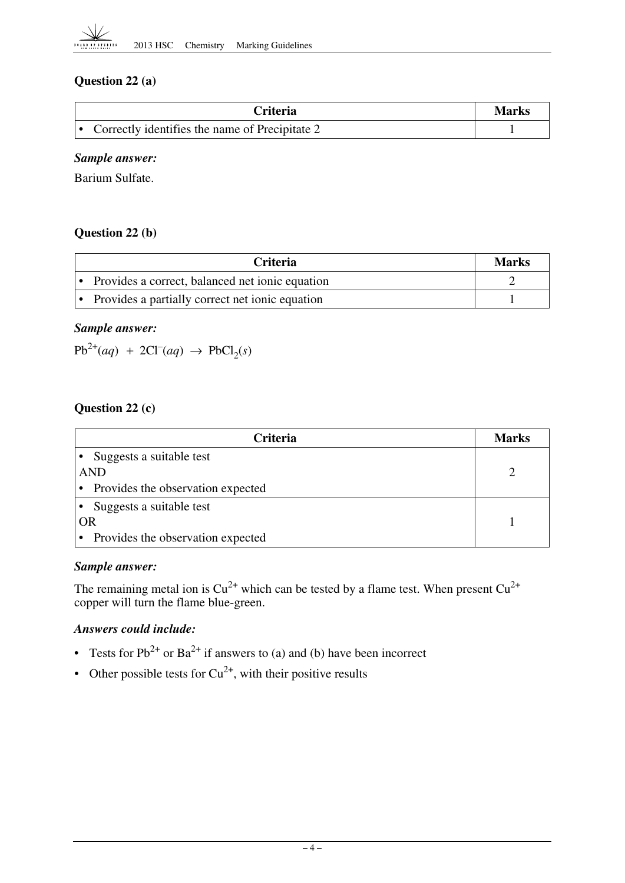## Question 22 (a)

| Criteria | Marks |
|---|---|
| • Correctly identifies the name of Precipitate 2 | 1 |

***Sample answer:***

Barium Sulfate.

## Question 22 (b)

| Criteria | Marks |
|---|---|
| • Provides a correct, balanced net ionic equation | 2 |
| • Provides a partially correct net ionic equation | 1 |

***Sample answer:***

$Pb^{2+}(aq) + 2Cl^{-}(aq) \rightarrow PbCl_2(s)$

## Question 22 (c)

| Criteria | Marks |
|---|---|
| • Suggests a suitable test<br>AND<br>• Provides the observation expected | 2 |
| • Suggests a suitable test<br>OR<br>• Provides the observation expected | 1 |

***Sample answer:***

The remaining metal ion is $Cu^{2+}$ which can be tested by a flame test. When present $Cu^{2+}$ copper will turn the flame blue-green.

***Answers could include:***

- Tests for $Pb^{2+}$ or $Ba^{2+}$ if answers to (a) and (b) have been incorrect
- Other possible tests for $Cu^{2+}$, with their positive results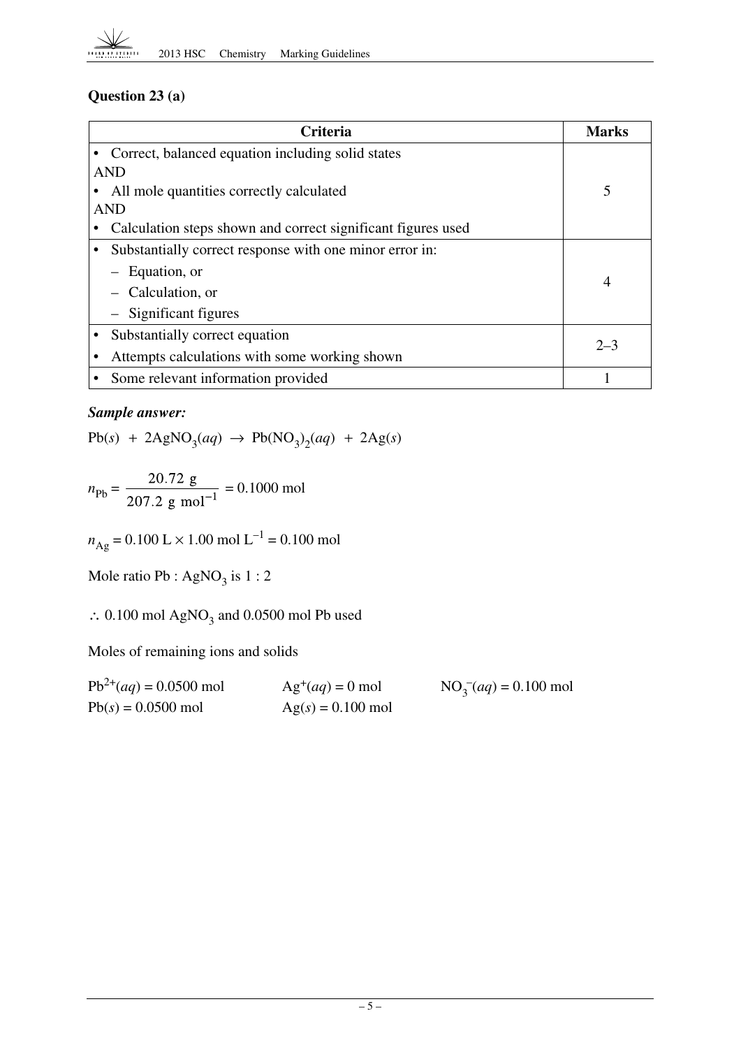### Question 23 (a)

| Criteria | Marks |
|---|---|
| • Correct, balanced equation including solid states<br>AND<br>• All mole quantities correctly calculated<br>AND<br>• Calculation steps shown and correct significant figures used | 5 |
| • Substantially correct response with one minor error in:<br>– Equation, or<br>– Calculation, or<br>– Significant figures | 4 |
| • Substantially correct equation<br>• Attempts calculations with some working shown | 2–3 |
| • Some relevant information provided | 1 |

***Sample answer:***

$$Pb(s) + 2AgNO_3(aq) \rightarrow Pb(NO_3)_2(aq) + 2Ag(s)$$

$$n_{Pb} = \frac{20.72 \text{ g}}{207.2 \text{ g mol}^{-1}} = 0.1000 \text{ mol}$$

$$n_{Ag} = 0.100 \text{ L} \times 1.00 \text{ mol L}^{-1} = 0.100 \text{ mol}$$

Mole ratio Pb : $AgNO_3$ is 1 : 2

$\therefore$ 0.100 mol $AgNO_3$ and 0.0500 mol Pb used

Moles of remaining ions and solids

$Pb^{2+}(aq) = 0.0500$ mol $\quad$ $Ag^{+}(aq) = 0$ mol $\quad$ $NO_3^{-}(aq) = 0.100$ mol

$Pb(s) = 0.0500$ mol $\quad$ $Ag(s) = 0.100$ mol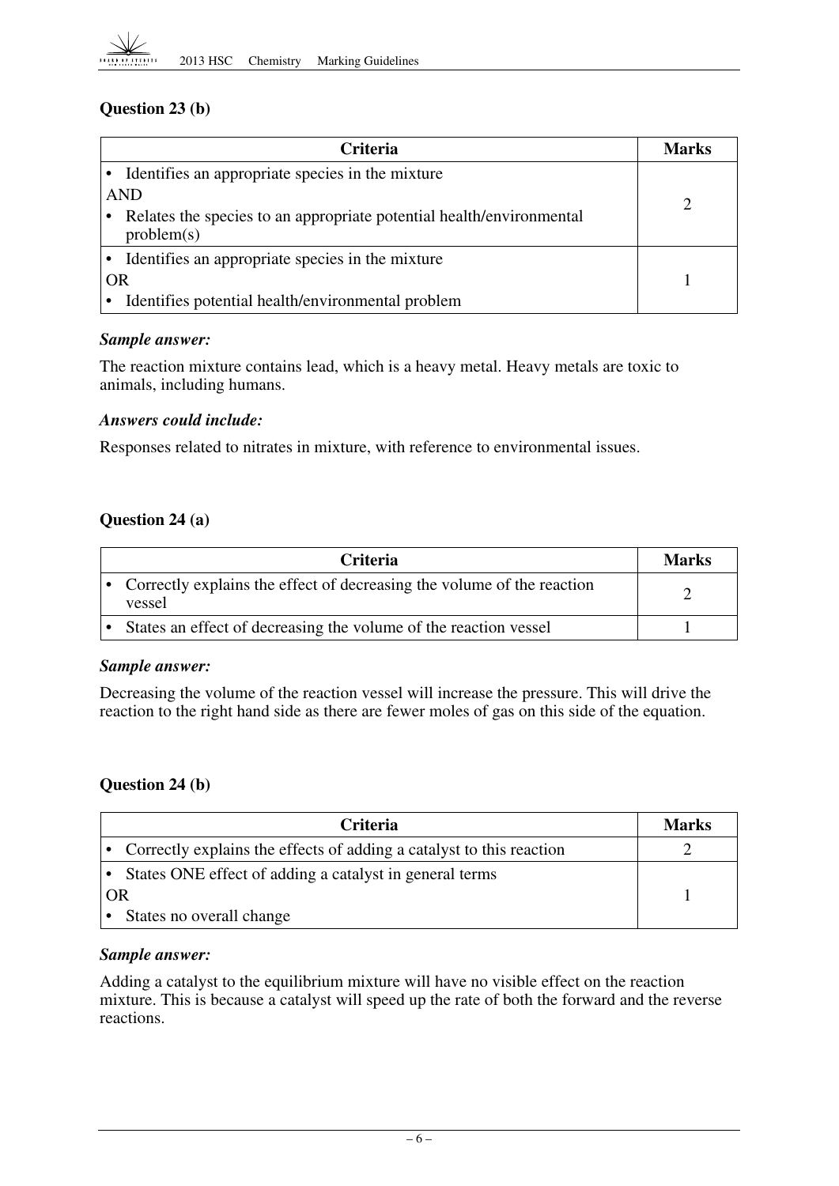### Question 23 (b)

| Criteria | Marks |
|---|---|
| • Identifies an appropriate species in the mixture<br>AND<br>• Relates the species to an appropriate potential health/environmental problem(s) | 2 |
| • Identifies an appropriate species in the mixture<br>OR<br>• Identifies potential health/environmental problem | 1 |

***Sample answer:***

The reaction mixture contains lead, which is a heavy metal. Heavy metals are toxic to animals, including humans.

***Answers could include:***

Responses related to nitrates in mixture, with reference to environmental issues.

### Question 24 (a)

| Criteria | Marks |
|---|---|
| • Correctly explains the effect of decreasing the volume of the reaction vessel | 2 |
| • States an effect of decreasing the volume of the reaction vessel | 1 |

***Sample answer:***

Decreasing the volume of the reaction vessel will increase the pressure. This will drive the reaction to the right hand side as there are fewer moles of gas on this side of the equation.

### Question 24 (b)

| Criteria | Marks |
|---|---|
| • Correctly explains the effects of adding a catalyst to this reaction | 2 |
| • States ONE effect of adding a catalyst in general terms<br>OR<br>• States no overall change | 1 |

***Sample answer:***

Adding a catalyst to the equilibrium mixture will have no visible effect on the reaction mixture. This is because a catalyst will speed up the rate of both the forward and the reverse reactions.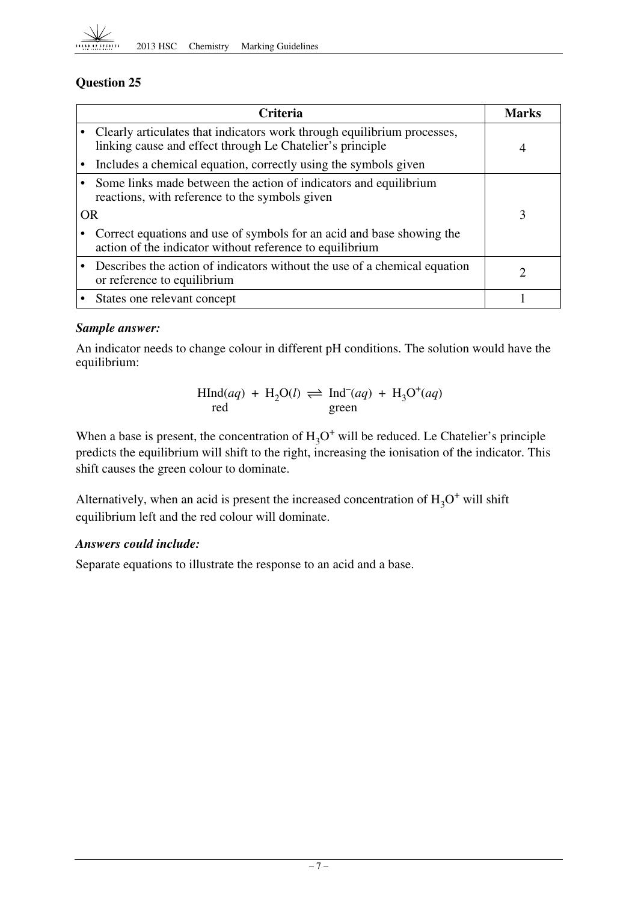## Question 25

| Criteria | Marks |
|---|---|
| • Clearly articulates that indicators work through equilibrium processes, linking cause and effect through Le Chatelier's principle<br>• Includes a chemical equation, correctly using the symbols given | 4 |
| • Some links made between the action of indicators and equilibrium reactions, with reference to the symbols given<br>OR<br>• Correct equations and use of symbols for an acid and base showing the action of the indicator without reference to equilibrium | 3 |
| • Describes the action of indicators without the use of a chemical equation or reference to equilibrium | 2 |
| • States one relevant concept | 1 |

***Sample answer:***

An indicator needs to change colour in different pH conditions. The solution would have the equilibrium:

$$\underset{\text{red}}{HInd(aq)} + H_2O(l) \rightleftharpoons \underset{\text{green}}{Ind^-(aq)} + H_3O^+(aq)$$

When a base is present, the concentration of $H_3O^+$ will be reduced. Le Chatelier's principle predicts the equilibrium will shift to the right, increasing the ionisation of the indicator. This shift causes the green colour to dominate.

Alternatively, when an acid is present the increased concentration of $H_3O^+$ will shift equilibrium left and the red colour will dominate.

***Answers could include:***

Separate equations to illustrate the response to an acid and a base.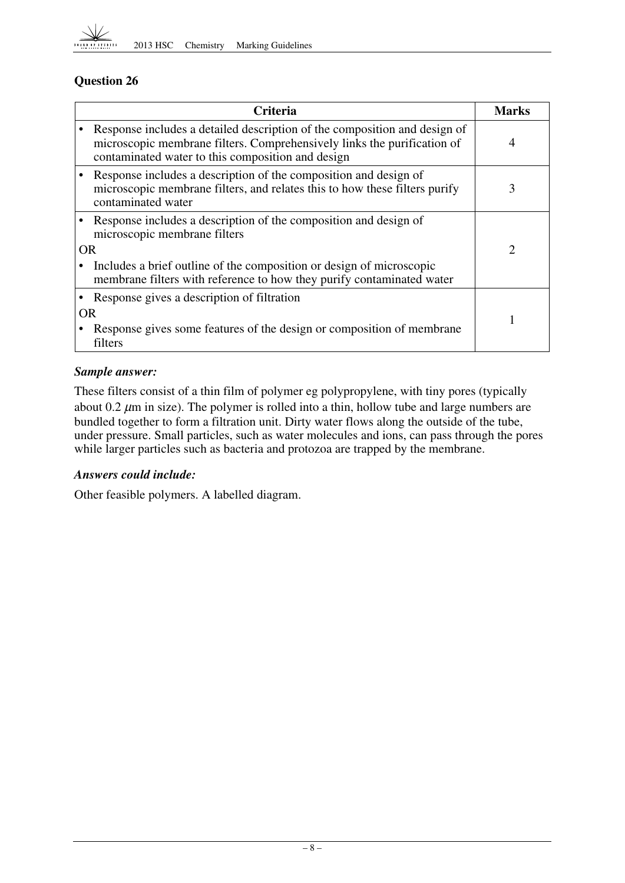## Question 26

| Criteria | Marks |
|---|---|
| • Response includes a detailed description of the composition and design of microscopic membrane filters. Comprehensively links the purification of contaminated water to this composition and design | 4 |
| • Response includes a description of the composition and design of microscopic membrane filters, and relates this to how these filters purify contaminated water | 3 |
| • Response includes a description of the composition and design of microscopic membrane filters<br>OR<br>• Includes a brief outline of the composition or design of microscopic membrane filters with reference to how they purify contaminated water | 2 |
| • Response gives a description of filtration<br>OR<br>• Response gives some features of the design or composition of membrane filters | 1 |

***Sample answer:***

These filters consist of a thin film of polymer eg polypropylene, with tiny pores (typically about 0.2 $\mu$m in size). The polymer is rolled into a thin, hollow tube and large numbers are bundled together to form a filtration unit. Dirty water flows along the outside of the tube, under pressure. Small particles, such as water molecules and ions, can pass through the pores while larger particles such as bacteria and protozoa are trapped by the membrane.

***Answers could include:***

Other feasible polymers. A labelled diagram.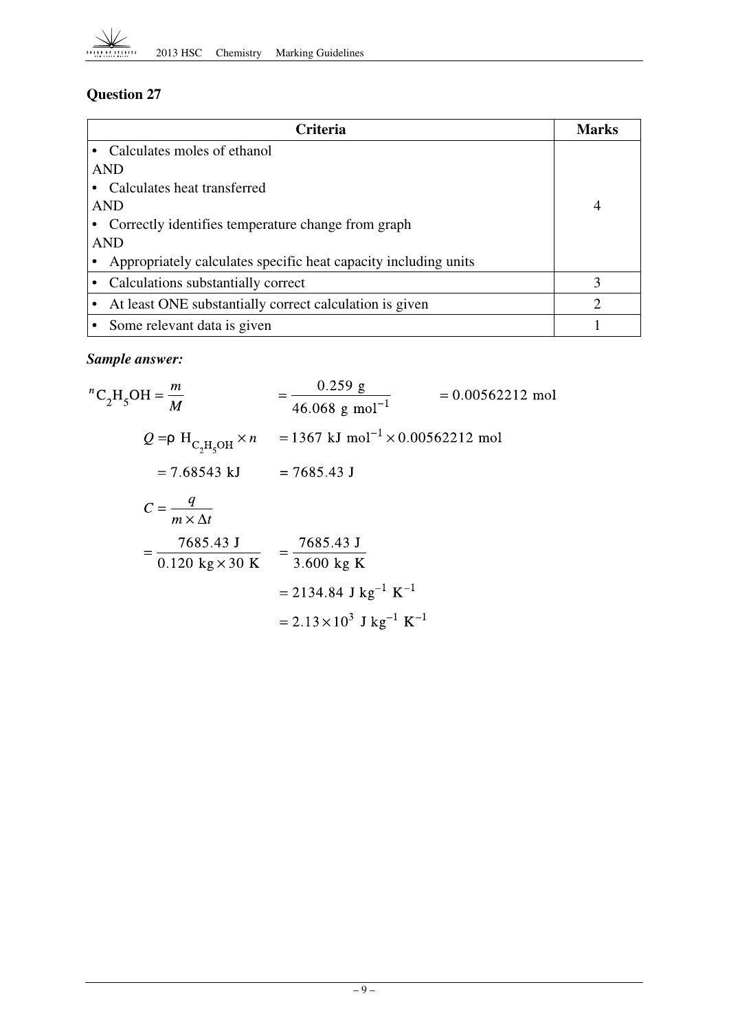## Question 27

| Criteria | Marks |
|---|---|
| • Calculates moles of ethanol<br>AND<br>• Calculates heat transferred<br>AND<br>• Correctly identifies temperature change from graph<br>AND<br>• Appropriately calculates specific heat capacity including units | 4 |
| • Calculations substantially correct | 3 |
| • At least ONE substantially correct calculation is given | 2 |
| • Some relevant data is given | 1 |

***Sample answer:***

$$^{n}C_2H_5OH = \frac{m}{M} = \frac{0.259\ \text{g}}{46.068\ \text{g mol}^{-1}} = 0.00562212\ \text{mol}$$

$$Q = \rho\ H_{C_2H_5OH} \times n = 1367\ \text{kJ mol}^{-1} \times 0.00562212\ \text{mol}$$

$$= 7.68543\ \text{kJ} = 7685.43\ \text{J}$$

$$C = \frac{q}{m \times \Delta t}$$

$$= \frac{7685.43\ \text{J}}{0.120\ \text{kg} \times 30\ \text{K}} = \frac{7685.43\ \text{J}}{3.600\ \text{kg K}}$$

$$= 2134.84\ \text{J kg}^{-1}\ \text{K}^{-1}$$

$$= 2.13 \times 10^{3}\ \text{J kg}^{-1}\ \text{K}^{-1}$$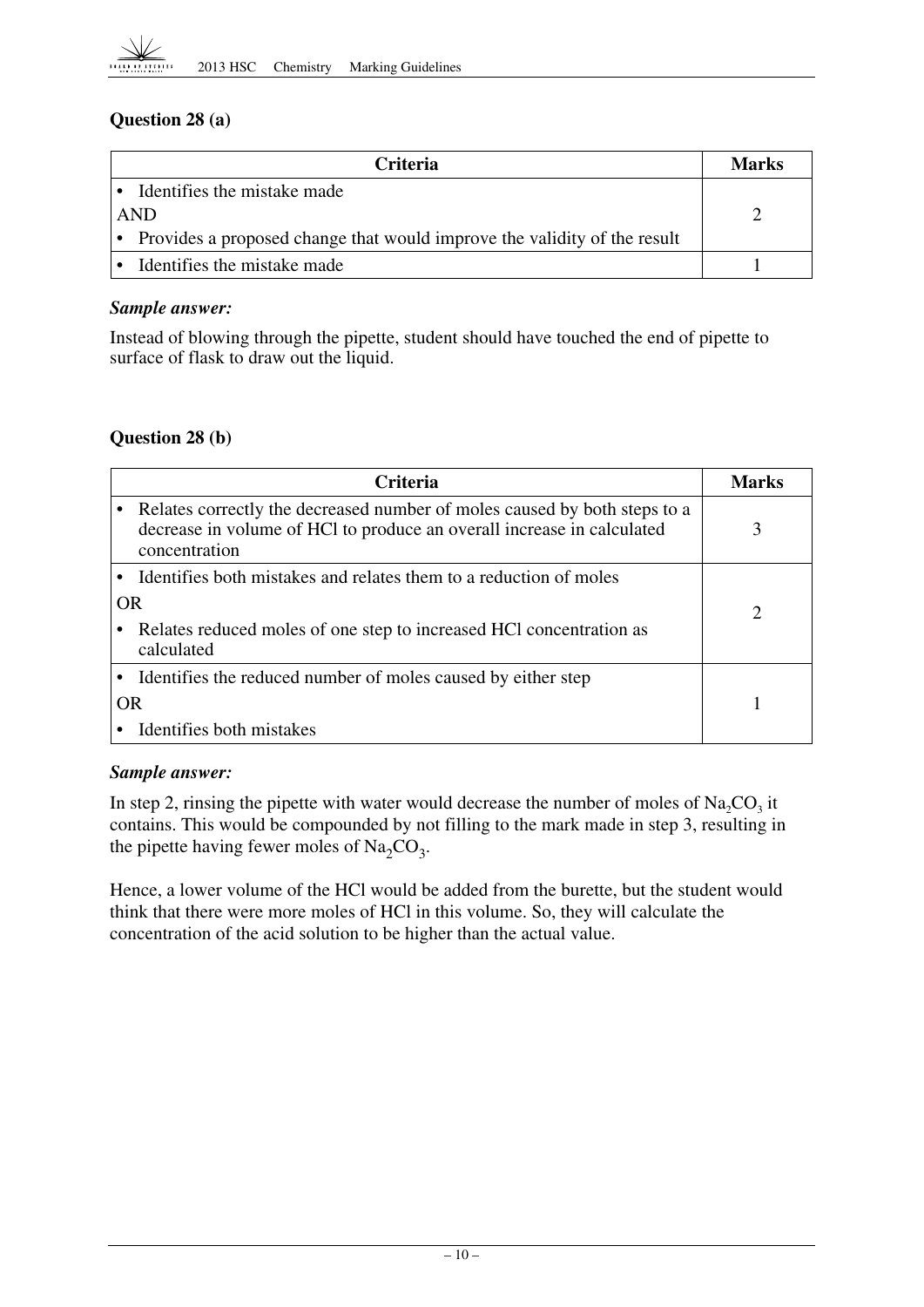## Question 28 (a)

| Criteria | Marks |
|---|---|
| • Identifies the mistake made<br>AND<br>• Provides a proposed change that would improve the validity of the result | 2 |
| • Identifies the mistake made | 1 |

***Sample answer:***

Instead of blowing through the pipette, student should have touched the end of pipette to surface of flask to draw out the liquid.

## Question 28 (b)

| Criteria | Marks |
|---|---|
| • Relates correctly the decreased number of moles caused by both steps to a decrease in volume of HCl to produce an overall increase in calculated concentration | 3 |
| • Identifies both mistakes and relates them to a reduction of moles<br>OR<br>• Relates reduced moles of one step to increased HCl concentration as calculated | 2 |
| • Identifies the reduced number of moles caused by either step<br>OR<br>• Identifies both mistakes | 1 |

***Sample answer:***

In step 2, rinsing the pipette with water would decrease the number of moles of $Na_2CO_3$ it contains. This would be compounded by not filling to the mark made in step 3, resulting in the pipette having fewer moles of $Na_2CO_3$.

Hence, a lower volume of the HCl would be added from the burette, but the student would think that there were more moles of HCl in this volume. So, they will calculate the concentration of the acid solution to be higher than the actual value.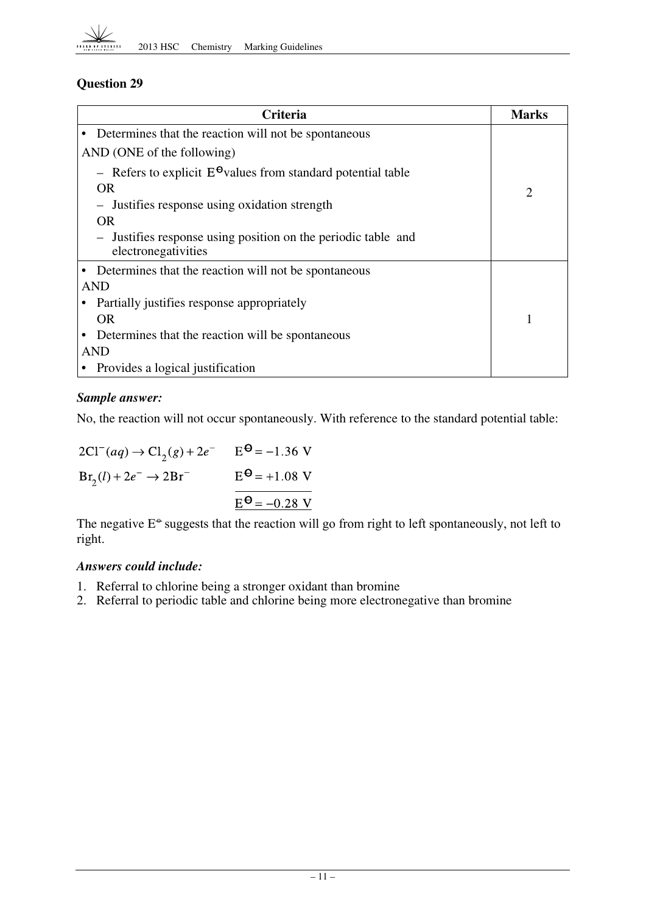## Question 29

| Criteria | Marks |
|---|---|
| • Determines that the reaction will not be spontaneous<br>AND (ONE of the following)<br>– Refers to explicit $E^{\ominus}$ values from standard potential table<br>OR<br>– Justifies response using oxidation strength<br>OR<br>– Justifies response using position on the periodic table and electronegativities | 2 |
| • Determines that the reaction will not be spontaneous<br>AND<br>• Partially justifies response appropriately<br>OR<br>• Determines that the reaction will be spontaneous<br>AND<br>• Provides a logical justification | 1 |

***Sample answer:***

No, the reaction will not occur spontaneously. With reference to the standard potential table:

$$2Cl^-(aq) \rightarrow Cl_2(g) + 2e^- \qquad E^{\ominus} = -1.36 \text{ V}$$

$$Br_2(l) + 2e^- \rightarrow 2Br^- \qquad E^{\ominus} = +1.08 \text{ V}$$

$$E^{\ominus} = -0.28 \text{ V}$$

The negative $E^{\ominus}$ suggests that the reaction will go from right to left spontaneously, not left to right.

***Answers could include:***

1. Referral to chlorine being a stronger oxidant than bromine
2. Referral to periodic table and chlorine being more electronegative than bromine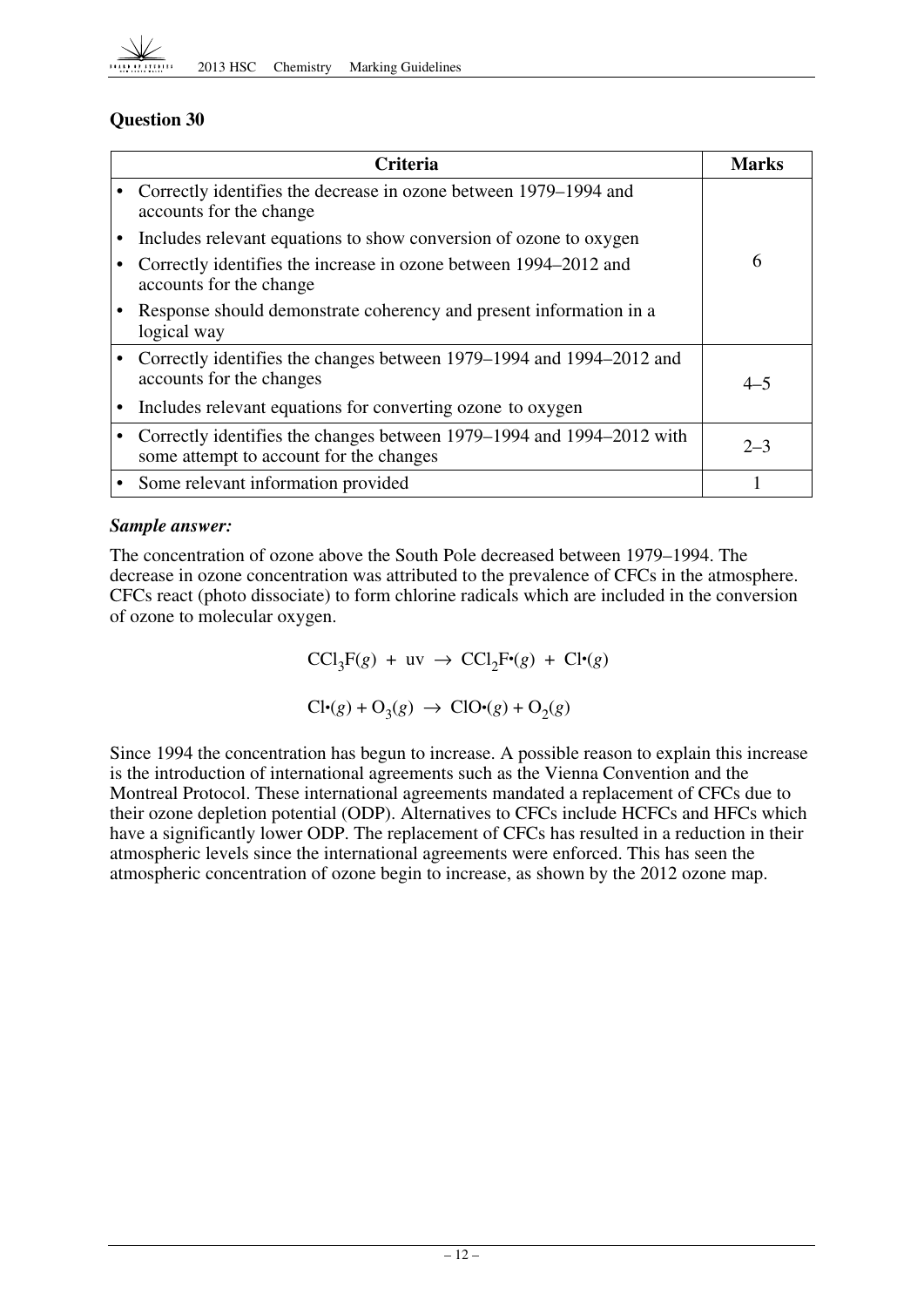## Question 30

| Criteria | Marks |
|---|---|
| • Correctly identifies the decrease in ozone between 1979–1994 and accounts for the change<br>• Includes relevant equations to show conversion of ozone to oxygen<br>• Correctly identifies the increase in ozone between 1994–2012 and accounts for the change<br>• Response should demonstrate coherency and present information in a logical way | 6 |
| • Correctly identifies the changes between 1979–1994 and 1994–2012 and accounts for the changes<br>• Includes relevant equations for converting ozone to oxygen | 4–5 |
| • Correctly identifies the changes between 1979–1994 and 1994–2012 with some attempt to account for the changes | 2–3 |
| • Some relevant information provided | 1 |

***Sample answer:***

The concentration of ozone above the South Pole decreased between 1979–1994. The decrease in ozone concentration was attributed to the prevalence of CFCs in the atmosphere. CFCs react (photo dissociate) to form chlorine radicals which are included in the conversion of ozone to molecular oxygen.

$$CCl_3F(g) + uv \rightarrow CCl_2F\bullet(g) + Cl\bullet(g)$$

$$Cl\bullet(g) + O_3(g) \rightarrow ClO\bullet(g) + O_2(g)$$

Since 1994 the concentration has begun to increase. A possible reason to explain this increase is the introduction of international agreements such as the Vienna Convention and the Montreal Protocol. These international agreements mandated a replacement of CFCs due to their ozone depletion potential (ODP). Alternatives to CFCs include HCFCs and HFCs which have a significantly lower ODP. The replacement of CFCs has resulted in a reduction in their atmospheric levels since the international agreements were enforced. This has seen the atmospheric concentration of ozone begin to increase, as shown by the 2012 ozone map.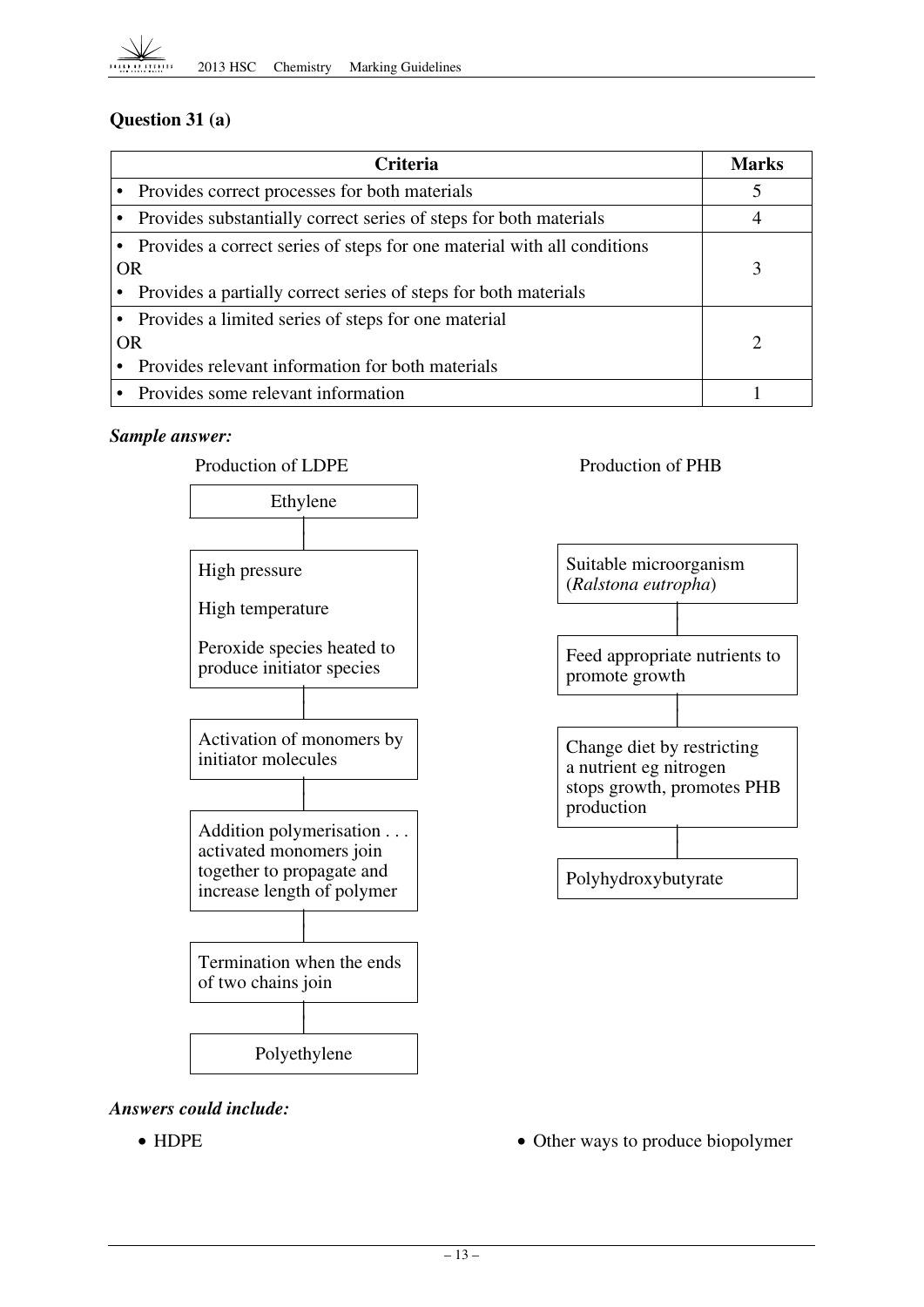### Question 31 (a)

| Criteria | Marks |
|---|---|
| • Provides correct processes for both materials | 5 |
| • Provides substantially correct series of steps for both materials | 4 |
| • Provides a correct series of steps for one material with all conditions<br>OR<br>• Provides a partially correct series of steps for both materials | 3 |
| • Provides a limited series of steps for one material<br>OR<br>• Provides relevant information for both materials | 2 |
| • Provides some relevant information | 1 |

***Sample answer:***

**Production of LDPE**

Ethylene
↓
High pressure
High temperature
Peroxide species heated to produce initiator species
↓
Activation of monomers by initiator molecules
↓
Addition polymerisation . . . activated monomers join together to propagate and increase length of polymer
↓
Termination when the ends of two chains join
↓
Polyethylene

**Production of PHB**

Suitable microorganism (*Ralstona eutropha*)
↓
Feed appropriate nutrients to promote growth
↓
Change diet by restricting a nutrient eg nitrogen stops growth, promotes PHB production
↓
Polyhydroxybutyrate

***Answers could include:***

- HDPE
- Other ways to produce biopolymer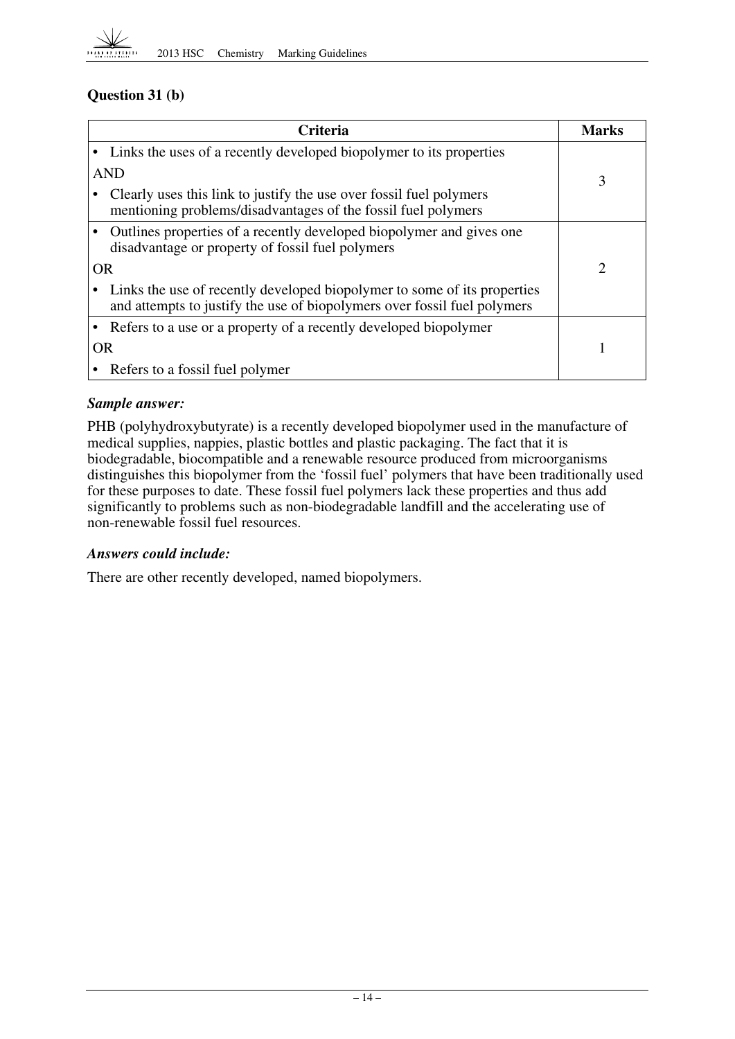## Question 31 (b)

| Criteria | Marks |
|---|---|
| • Links the uses of a recently developed biopolymer to its properties<br>AND<br>• Clearly uses this link to justify the use over fossil fuel polymers mentioning problems/disadvantages of the fossil fuel polymers | 3 |
| • Outlines properties of a recently developed biopolymer and gives one disadvantage or property of fossil fuel polymers<br>OR<br>• Links the use of recently developed biopolymer to some of its properties and attempts to justify the use of biopolymers over fossil fuel polymers | 2 |
| • Refers to a use or a property of a recently developed biopolymer<br>OR<br>• Refers to a fossil fuel polymer | 1 |

### *Sample answer:*

PHB (polyhydroxybutyrate) is a recently developed biopolymer used in the manufacture of medical supplies, nappies, plastic bottles and plastic packaging. The fact that it is biodegradable, biocompatible and a renewable resource produced from microorganisms distinguishes this biopolymer from the 'fossil fuel' polymers that have been traditionally used for these purposes to date. These fossil fuel polymers lack these properties and thus add significantly to problems such as non-biodegradable landfill and the accelerating use of non-renewable fossil fuel resources.

### *Answers could include:*

There are other recently developed, named biopolymers.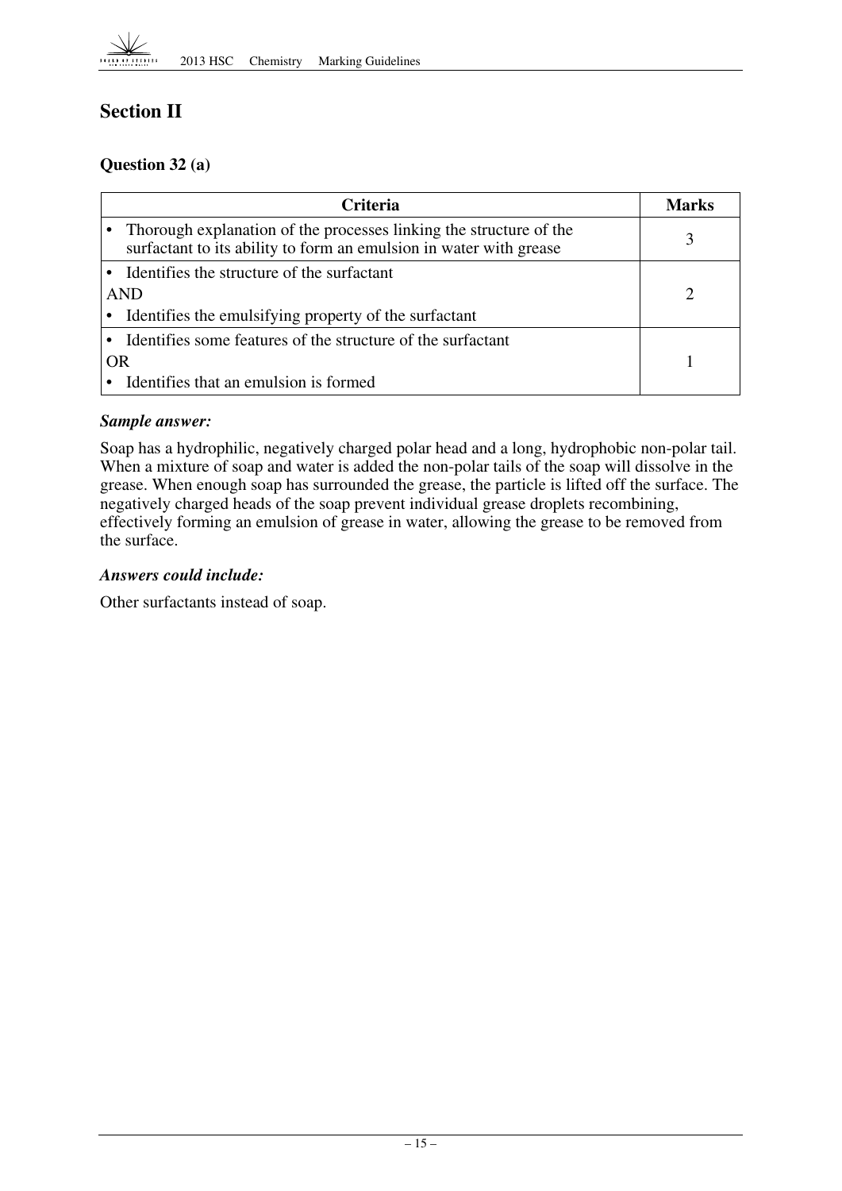## Section II

### Question 32 (a)

| Criteria | Marks |
|---|---|
| • Thorough explanation of the processes linking the structure of the surfactant to its ability to form an emulsion in water with grease | 3 |
| • Identifies the structure of the surfactant<br>AND<br>• Identifies the emulsifying property of the surfactant | 2 |
| • Identifies some features of the structure of the surfactant<br>OR<br>• Identifies that an emulsion is formed | 1 |

***Sample answer:***

Soap has a hydrophilic, negatively charged polar head and a long, hydrophobic non-polar tail. When a mixture of soap and water is added the non-polar tails of the soap will dissolve in the grease. When enough soap has surrounded the grease, the particle is lifted off the surface. The negatively charged heads of the soap prevent individual grease droplets recombining, effectively forming an emulsion of grease in water, allowing the grease to be removed from the surface.

***Answers could include:***

Other surfactants instead of soap.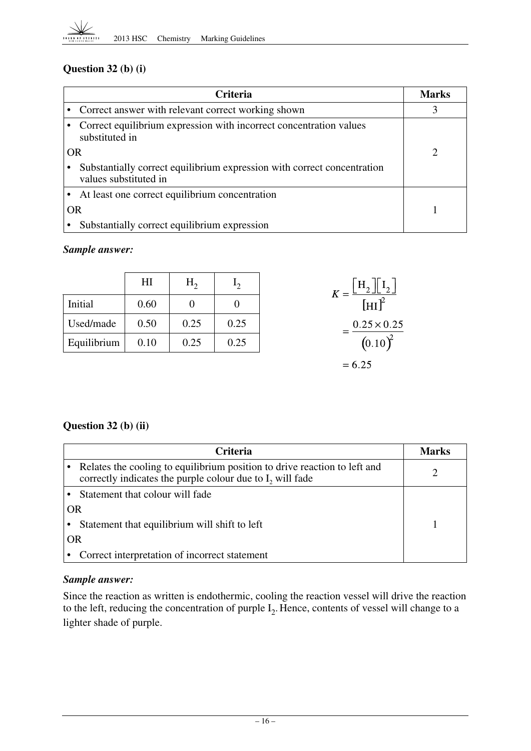### Question 32 (b) (i)

| Criteria | Marks |
|---|---|
| • Correct answer with relevant correct working shown | 3 |
| • Correct equilibrium expression with incorrect concentration values substituted in<br>OR<br>• Substantially correct equilibrium expression with correct concentration values substituted in | 2 |
| • At least one correct equilibrium concentration<br>OR<br>• Substantially correct equilibrium expression | 1 |

***Sample answer:***

| | HI | $H_2$ | $I_2$ |
|---|---|---|---|
| Initial | 0.60 | 0 | 0 |
| Used/made | 0.50 | 0.25 | 0.25 |
| Equilibrium | 0.10 | 0.25 | 0.25 |

$$K = \frac{[H_2][I_2]}{[HI]^2}$$

$$= \frac{0.25 \times 0.25}{(0.10)^2}$$

$$= 6.25$$

### Question 32 (b) (ii)

| Criteria | Marks |
|---|---|
| • Relates the cooling to equilibrium position to drive reaction to left and correctly indicates the purple colour due to $I_2$ will fade | 2 |
| • Statement that colour will fade<br>OR<br>• Statement that equilibrium will shift to left<br>OR<br>• Correct interpretation of incorrect statement | 1 |

***Sample answer:***

Since the reaction as written is endothermic, cooling the reaction vessel will drive the reaction to the left, reducing the concentration of purple $I_2$. Hence, contents of vessel will change to a lighter shade of purple.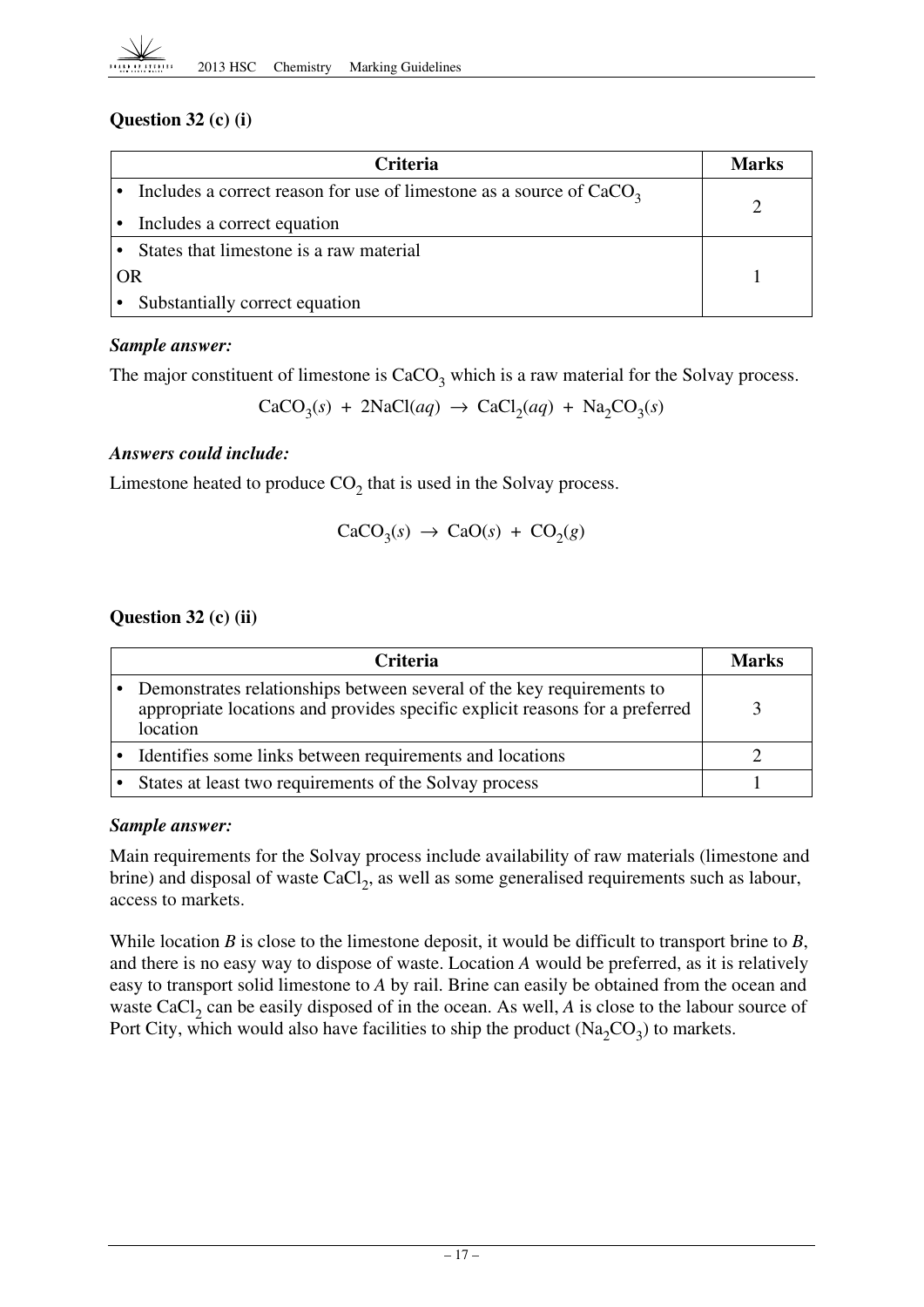### Question 32 (c) (i)

| Criteria | Marks |
|---|---|
| • Includes a correct reason for use of limestone as a source of $CaCO_3$<br>• Includes a correct equation | 2 |
| • States that limestone is a raw material<br>OR<br>• Substantially correct equation | 1 |

***Sample answer:***

The major constituent of limestone is $CaCO_3$ which is a raw material for the Solvay process.

$$CaCO_3(s) + 2NaCl(aq) \rightarrow CaCl_2(aq) + Na_2CO_3(s)$$

***Answers could include:***

Limestone heated to produce $CO_2$ that is used in the Solvay process.

$$CaCO_3(s) \rightarrow CaO(s) + CO_2(g)$$

### Question 32 (c) (ii)

| Criteria | Marks |
|---|---|
| • Demonstrates relationships between several of the key requirements to appropriate locations and provides specific explicit reasons for a preferred location | 3 |
| • Identifies some links between requirements and locations | 2 |
| • States at least two requirements of the Solvay process | 1 |

***Sample answer:***

Main requirements for the Solvay process include availability of raw materials (limestone and brine) and disposal of waste $CaCl_2$, as well as some generalised requirements such as labour, access to markets.

While location *B* is close to the limestone deposit, it would be difficult to transport brine to *B*, and there is no easy way to dispose of waste. Location *A* would be preferred, as it is relatively easy to transport solid limestone to *A* by rail. Brine can easily be obtained from the ocean and waste $CaCl_2$ can be easily disposed of in the ocean. As well, *A* is close to the labour source of Port City, which would also have facilities to ship the product ($Na_2CO_3$) to markets.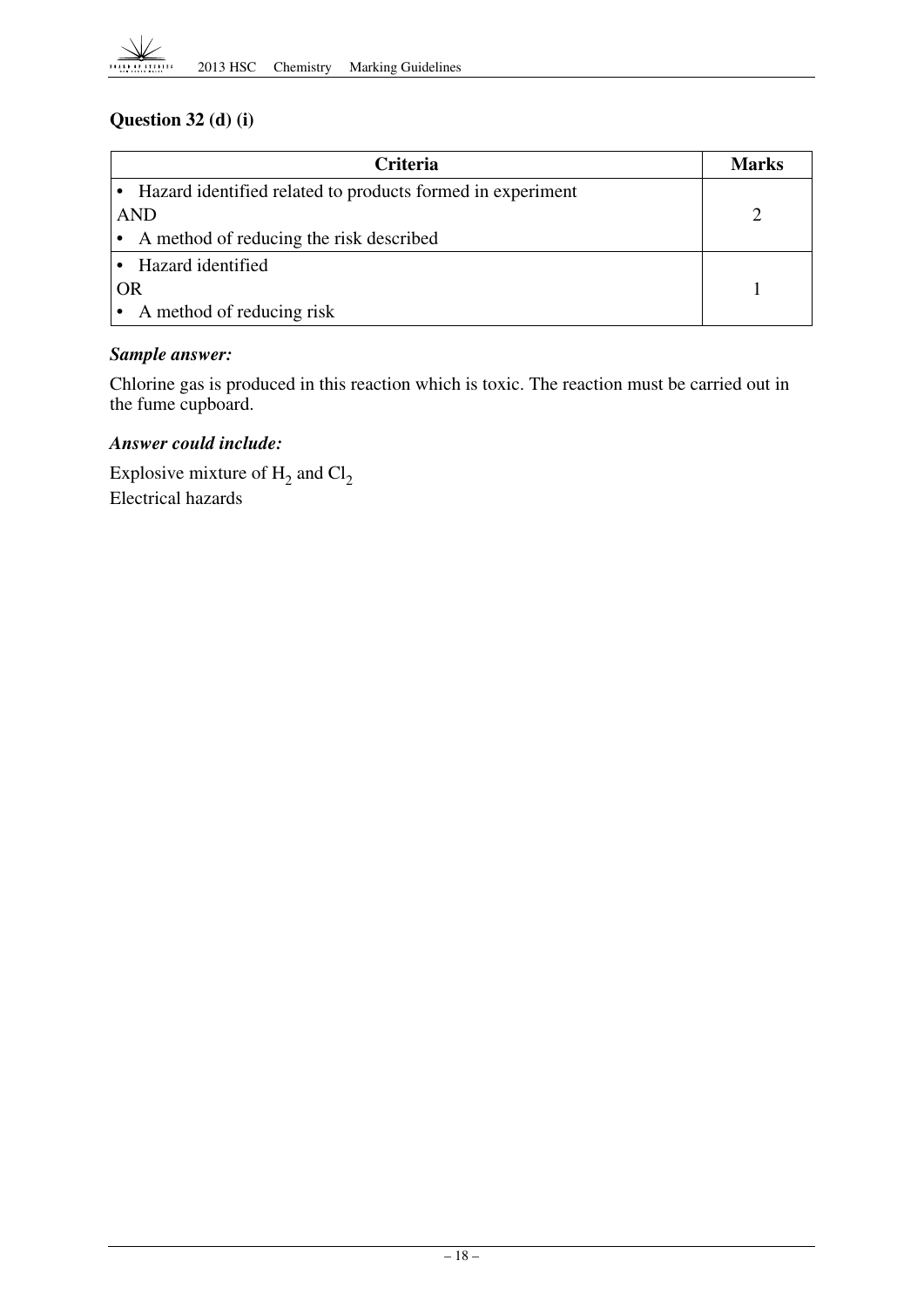### Question 32 (d) (i)

| Criteria | Marks |
|---|---|
| • Hazard identified related to products formed in experiment<br>AND<br>• A method of reducing the risk described | 2 |
| • Hazard identified<br>OR<br>• A method of reducing risk | 1 |

***Sample answer:***

Chlorine gas is produced in this reaction which is toxic. The reaction must be carried out in the fume cupboard.

***Answer could include:***

Explosive mixture of $H_2$ and $Cl_2$
Electrical hazards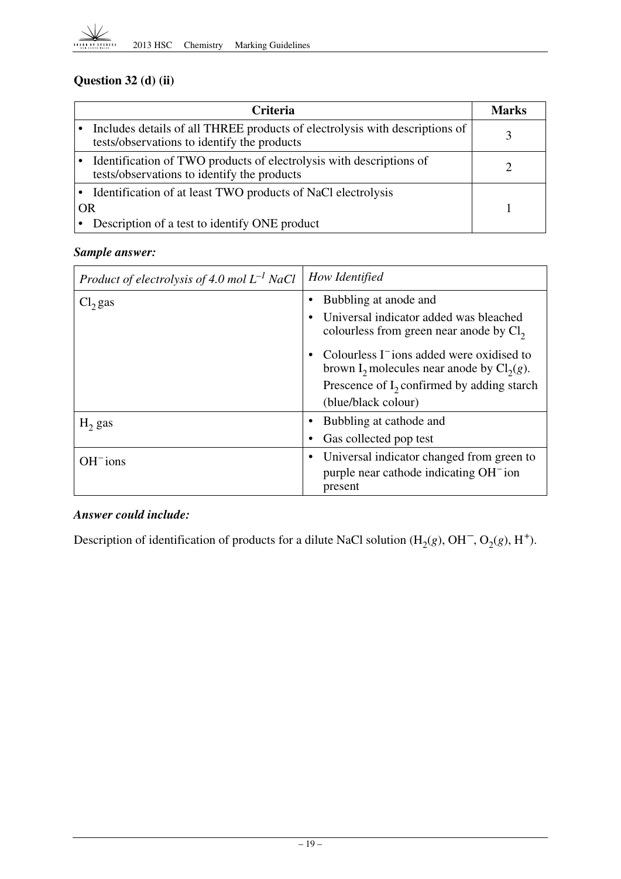## Question 32 (d) (ii)

| Criteria | Marks |
|---|---|
| • Includes details of all THREE products of electrolysis with descriptions of tests/observations to identify the products | 3 |
| • Identification of TWO products of electrolysis with descriptions of tests/observations to identify the products | 2 |
| • Identification of at least TWO products of NaCl electrolysis<br>OR<br>• Description of a test to identify ONE product | 1 |

***Sample answer:***

| *Product of electrolysis of 4.0 mol $L^{-1}$ NaCl* | *How Identified* |
|---|---|
| $Cl_2$ gas | • Bubbling at anode and<br>• Universal indicator added was bleached colourless from green near anode by $Cl_2$<br>• Colourless $I^-$ ions added were oxidised to brown $I_2$ molecules near anode by $Cl_2(g)$. Prescence of $I_2$ confirmed by adding starch (blue/black colour) |
| $H_2$ gas | • Bubbling at cathode and<br>• Gas collected pop test |
| $OH^-$ ions | • Universal indicator changed from green to purple near cathode indicating $OH^-$ ion present |

***Answer could include:***

Description of identification of products for a dilute NaCl solution ($H_2(g)$, $OH^-$, $O_2(g)$, $H^+$).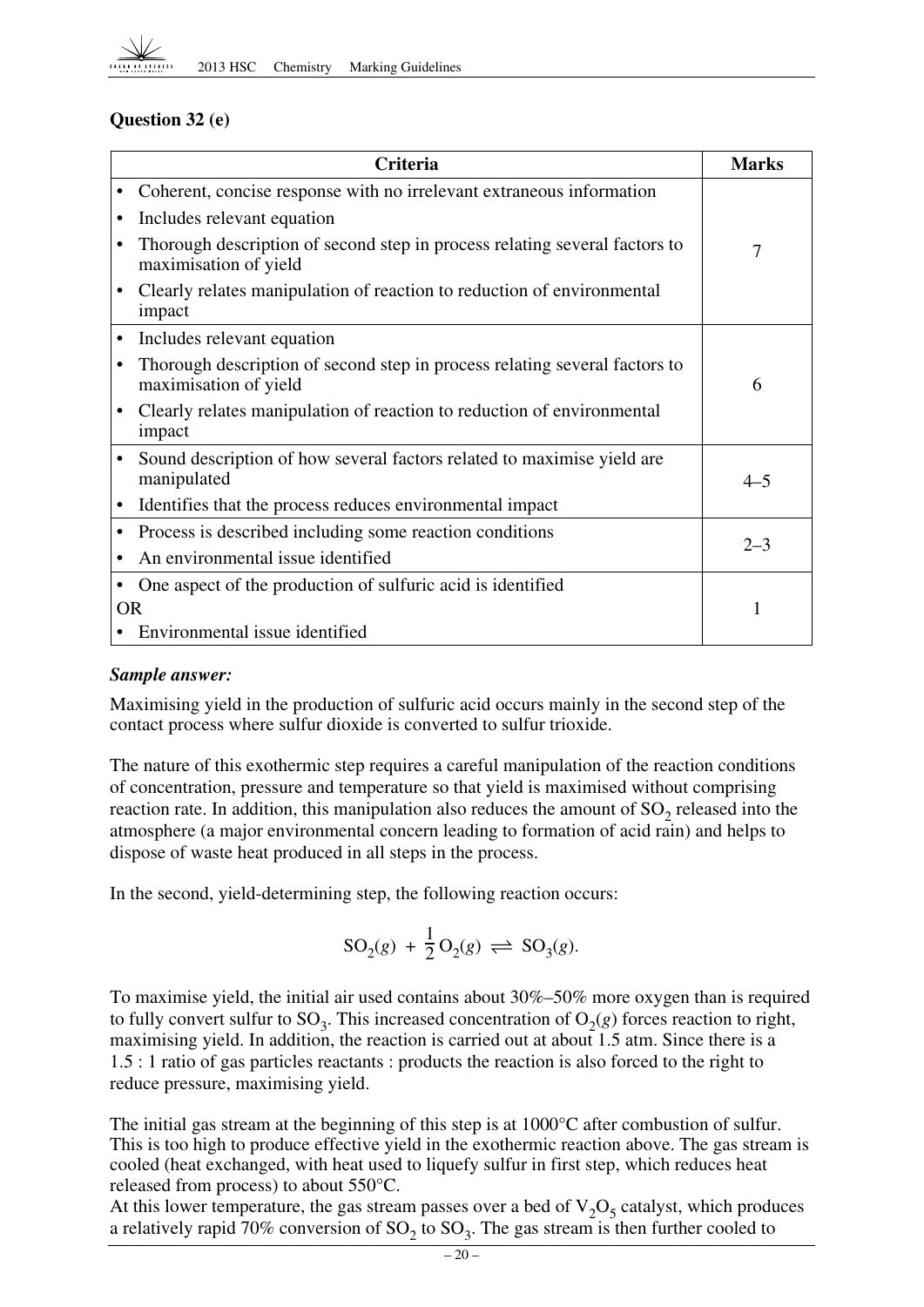## Question 32 (e)

| Criteria | Marks |
|---|---|
| • Coherent, concise response with no irrelevant extraneous information<br>• Includes relevant equation<br>• Thorough description of second step in process relating several factors to maximisation of yield<br>• Clearly relates manipulation of reaction to reduction of environmental impact | 7 |
| • Includes relevant equation<br>• Thorough description of second step in process relating several factors to maximisation of yield<br>• Clearly relates manipulation of reaction to reduction of environmental impact | 6 |
| • Sound description of how several factors related to maximise yield are manipulated<br>• Identifies that the process reduces environmental impact | 4–5 |
| • Process is described including some reaction conditions<br>• An environmental issue identified | 2–3 |
| • One aspect of the production of sulfuric acid is identified<br>OR<br>• Environmental issue identified | 1 |

***Sample answer:***

Maximising yield in the production of sulfuric acid occurs mainly in the second step of the contact process where sulfur dioxide is converted to sulfur trioxide.

The nature of this exothermic step requires a careful manipulation of the reaction conditions of concentration, pressure and temperature so that yield is maximised without comprising reaction rate. In addition, this manipulation also reduces the amount of $SO_2$ released into the atmosphere (a major environmental concern leading to formation of acid rain) and helps to dispose of waste heat produced in all steps in the process.

In the second, yield-determining step, the following reaction occurs:

$$SO_2(g) + \frac{1}{2}O_2(g) \rightleftharpoons SO_3(g).$$

To maximise yield, the initial air used contains about 30%–50% more oxygen than is required to fully convert sulfur to $SO_3$. This increased concentration of $O_2(g)$ forces reaction to right, maximising yield. In addition, the reaction is carried out at about 1.5 atm. Since there is a 1.5 : 1 ratio of gas particles reactants : products the reaction is also forced to the right to reduce pressure, maximising yield.

The initial gas stream at the beginning of this step is at 1000°C after combustion of sulfur. This is too high to produce effective yield in the exothermic reaction above. The gas stream is cooled (heat exchanged, with heat used to liquefy sulfur in first step, which reduces heat released from process) to about 550°C.

At this lower temperature, the gas stream passes over a bed of $V_2O_5$ catalyst, which produces a relatively rapid 70% conversion of $SO_2$ to $SO_3$. The gas stream is then further cooled to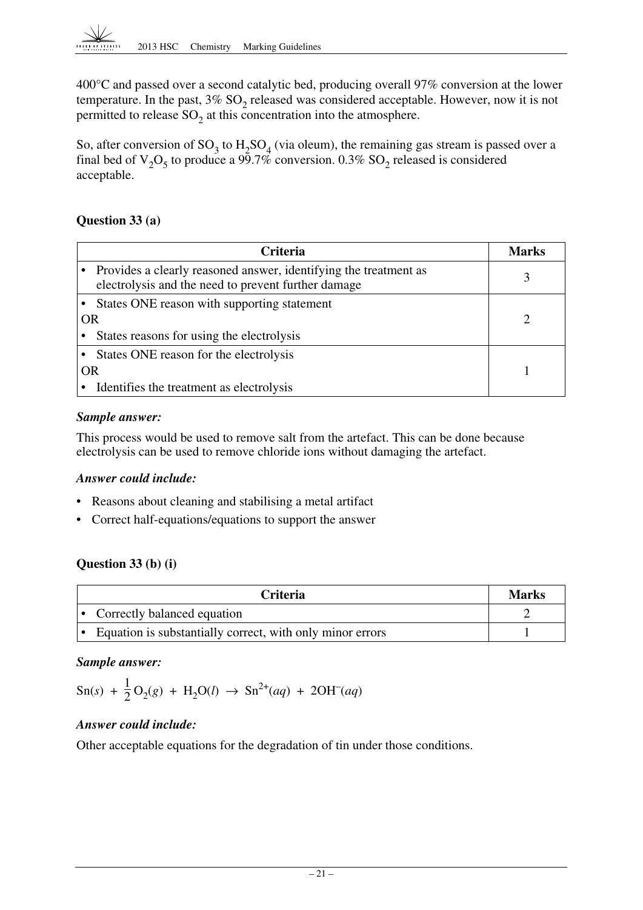400°C and passed over a second catalytic bed, producing overall 97% conversion at the lower temperature. In the past, 3% $SO_2$ released was considered acceptable. However, now it is not permitted to release $SO_2$ at this concentration into the atmosphere.

So, after conversion of $SO_3$ to $H_2SO_4$ (via oleum), the remaining gas stream is passed over a final bed of $V_2O_5$ to produce a 99.7% conversion. 0.3% $SO_2$ released is considered acceptable.

### Question 33 (a)

| Criteria | Marks |
|---|---|
| • Provides a clearly reasoned answer, identifying the treatment as electrolysis and the need to prevent further damage | 3 |
| • States ONE reason with supporting statement<br>OR<br>• States reasons for using the electrolysis | 2 |
| • States ONE reason for the electrolysis<br>OR<br>• Identifies the treatment as electrolysis | 1 |

***Sample answer:***

This process would be used to remove salt from the artefact. This can be done because electrolysis can be used to remove chloride ions without damaging the artefact.

***Answer could include:***

- Reasons about cleaning and stabilising a metal artifact
- Correct half-equations/equations to support the answer

### Question 33 (b) (i)

| Criteria | Marks |
|---|---|
| • Correctly balanced equation | 2 |
| • Equation is substantially correct, with only minor errors | 1 |

***Sample answer:***

$$Sn(s) + \frac{1}{2}O_2(g) + H_2O(l) \rightarrow Sn^{2+}(aq) + 2OH^-(aq)$$

***Answer could include:***

Other acceptable equations for the degradation of tin under those conditions.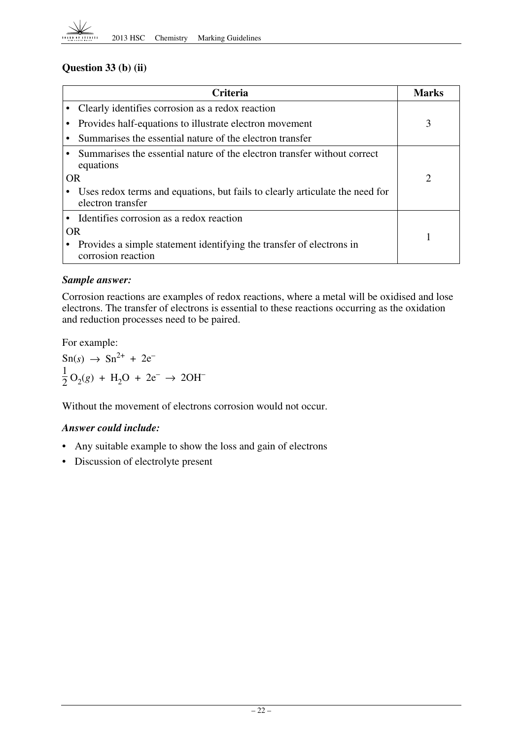### Question 33 (b) (ii)

| Criteria | Marks |
| --- | --- |
| • Clearly identifies corrosion as a redox reaction<br>• Provides half-equations to illustrate electron movement<br>• Summarises the essential nature of the electron transfer | 3 |
| • Summarises the essential nature of the electron transfer without correct equations<br>OR<br>• Uses redox terms and equations, but fails to clearly articulate the need for electron transfer | 2 |
| • Identifies corrosion as a redox reaction<br>OR<br>• Provides a simple statement identifying the transfer of electrons in corrosion reaction | 1 |

***Sample answer:***

Corrosion reactions are examples of redox reactions, where a metal will be oxidised and lose electrons. The transfer of electrons is essential to these reactions occurring as the oxidation and reduction processes need to be paired.

For example:

$$Sn(s) \rightarrow Sn^{2+} + 2e^-$$

$$\frac{1}{2}O_2(g) + H_2O + 2e^- \rightarrow 2OH^-$$

Without the movement of electrons corrosion would not occur.

***Answer could include:***

- Any suitable example to show the loss and gain of electrons
- Discussion of electrolyte present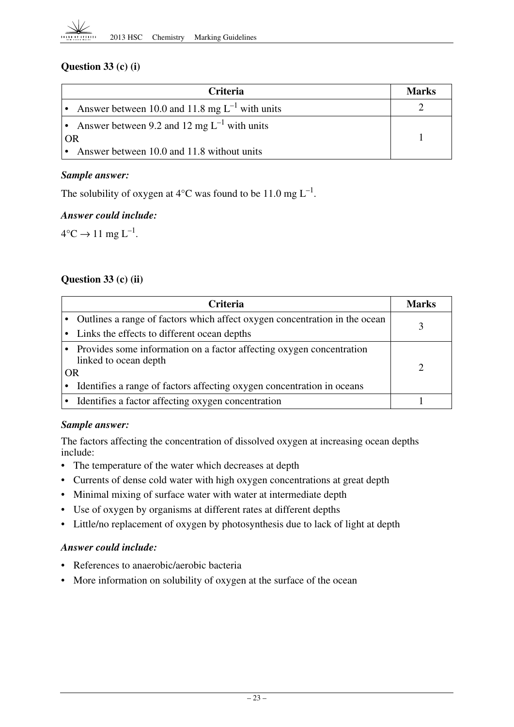### Question 33 (c) (i)

| Criteria | Marks |
|---|---|
| • Answer between 10.0 and 11.8 mg $L^{-1}$ with units | 2 |
| • Answer between 9.2 and 12 mg $L^{-1}$ with units<br>OR<br>• Answer between 10.0 and 11.8 without units | 1 |

***Sample answer:***

The solubility of oxygen at 4°C was found to be 11.0 mg $L^{-1}$.

***Answer could include:***

4°C → 11 mg $L^{-1}$.

### Question 33 (c) (ii)

| Criteria | Marks |
|---|---|
| • Outlines a range of factors which affect oxygen concentration in the ocean<br>• Links the effects to different ocean depths | 3 |
| • Provides some information on a factor affecting oxygen concentration linked to ocean depth<br>OR<br>• Identifies a range of factors affecting oxygen concentration in oceans | 2 |
| • Identifies a factor affecting oxygen concentration | 1 |

***Sample answer:***

The factors affecting the concentration of dissolved oxygen at increasing ocean depths include:

- The temperature of the water which decreases at depth
- Currents of dense cold water with high oxygen concentrations at great depth
- Minimal mixing of surface water with water at intermediate depth
- Use of oxygen by organisms at different rates at different depths
- Little/no replacement of oxygen by photosynthesis due to lack of light at depth

***Answer could include:***

- References to anaerobic/aerobic bacteria
- More information on solubility of oxygen at the surface of the ocean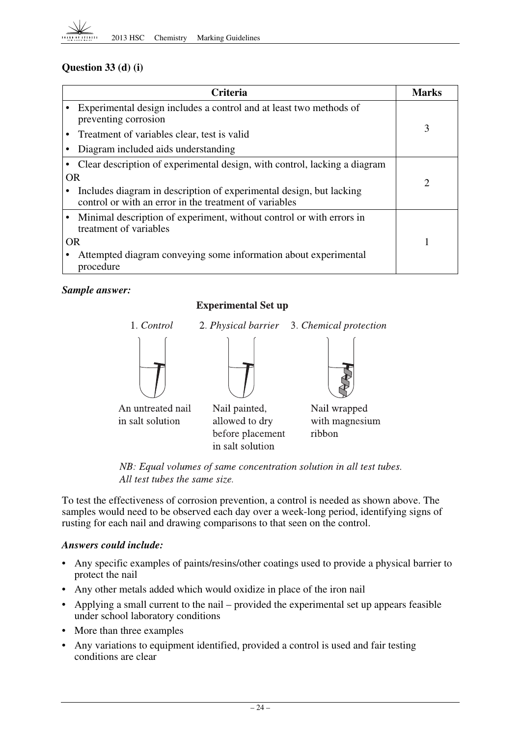### Question 33 (d) (i)

| Criteria | Marks |
|---|---|
| • Experimental design includes a control and at least two methods of preventing corrosion<br>• Treatment of variables clear, test is valid<br>• Diagram included aids understanding | 3 |
| • Clear description of experimental design, with control, lacking a diagram<br>OR<br>• Includes diagram in description of experimental design, but lacking control or with an error in the treatment of variables | 2 |
| • Minimal description of experiment, without control or with errors in treatment of variables<br>OR<br>• Attempted diagram conveying some information about experimental procedure | 1 |

***Sample answer:***

**Experimental Set up**

1. *Control* — An untreated nail in salt solution
2. *Physical barrier* — Nail painted, allowed to dry before placement in salt solution
3. *Chemical protection* — Nail wrapped with magnesium ribbon

*NB: Equal volumes of same concentration solution in all test tubes.*
*All test tubes the same size.*

To test the effectiveness of corrosion prevention, a control is needed as shown above. The samples would need to be observed each day over a week-long period, identifying signs of rusting for each nail and drawing comparisons to that seen on the control.

***Answers could include:***

- Any specific examples of paints/resins/other coatings used to provide a physical barrier to protect the nail
- Any other metals added which would oxidize in place of the iron nail
- Applying a small current to the nail – provided the experimental set up appears feasible under school laboratory conditions
- More than three examples
- Any variations to equipment identified, provided a control is used and fair testing conditions are clear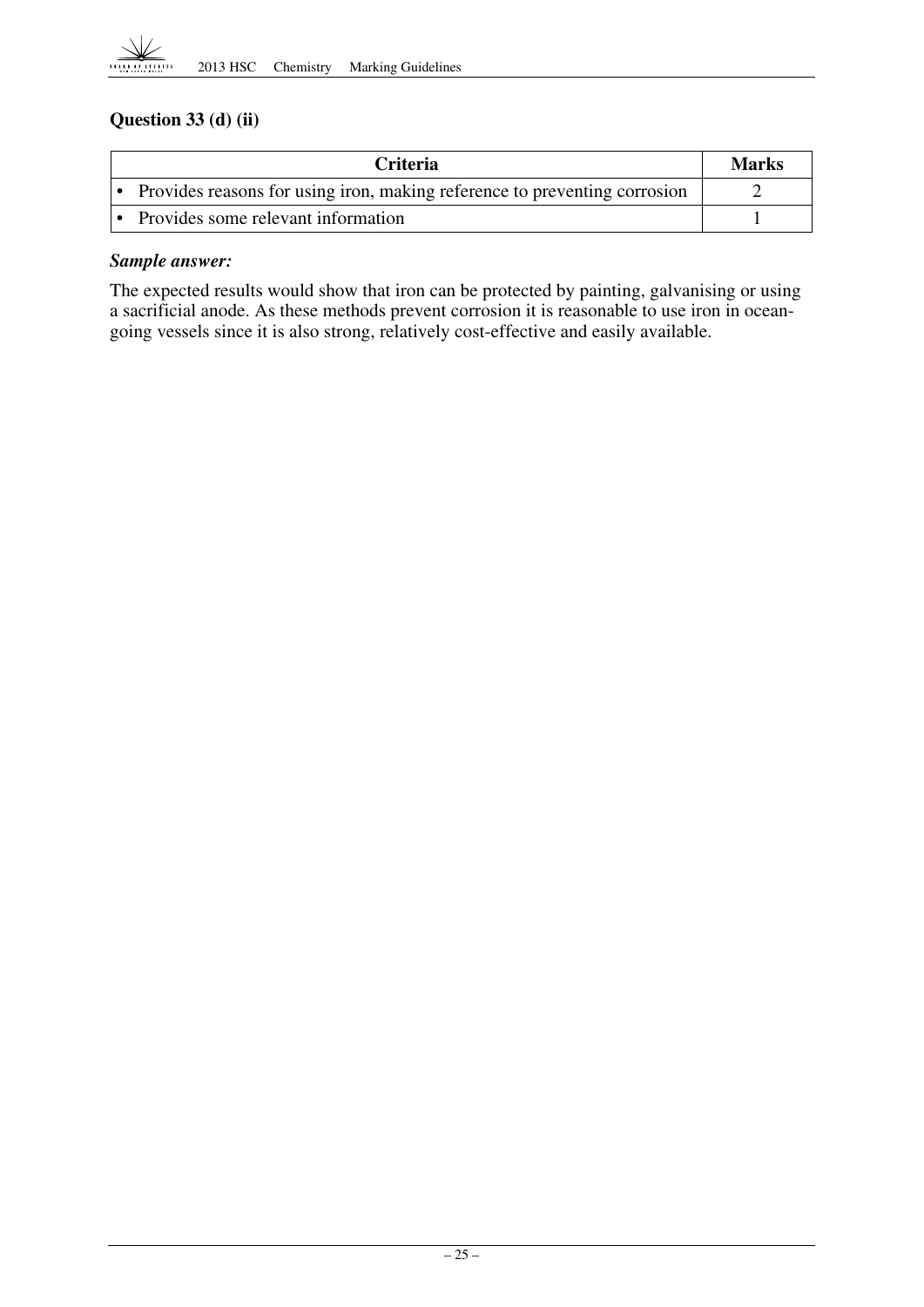### Question 33 (d) (ii)

| Criteria | Marks |
| --- | --- |
| • Provides reasons for using iron, making reference to preventing corrosion | 2 |
| • Provides some relevant information | 1 |

***Sample answer:***

The expected results would show that iron can be protected by painting, galvanising or using a sacrificial anode. As these methods prevent corrosion it is reasonable to use iron in ocean-going vessels since it is also strong, relatively cost-effective and easily available.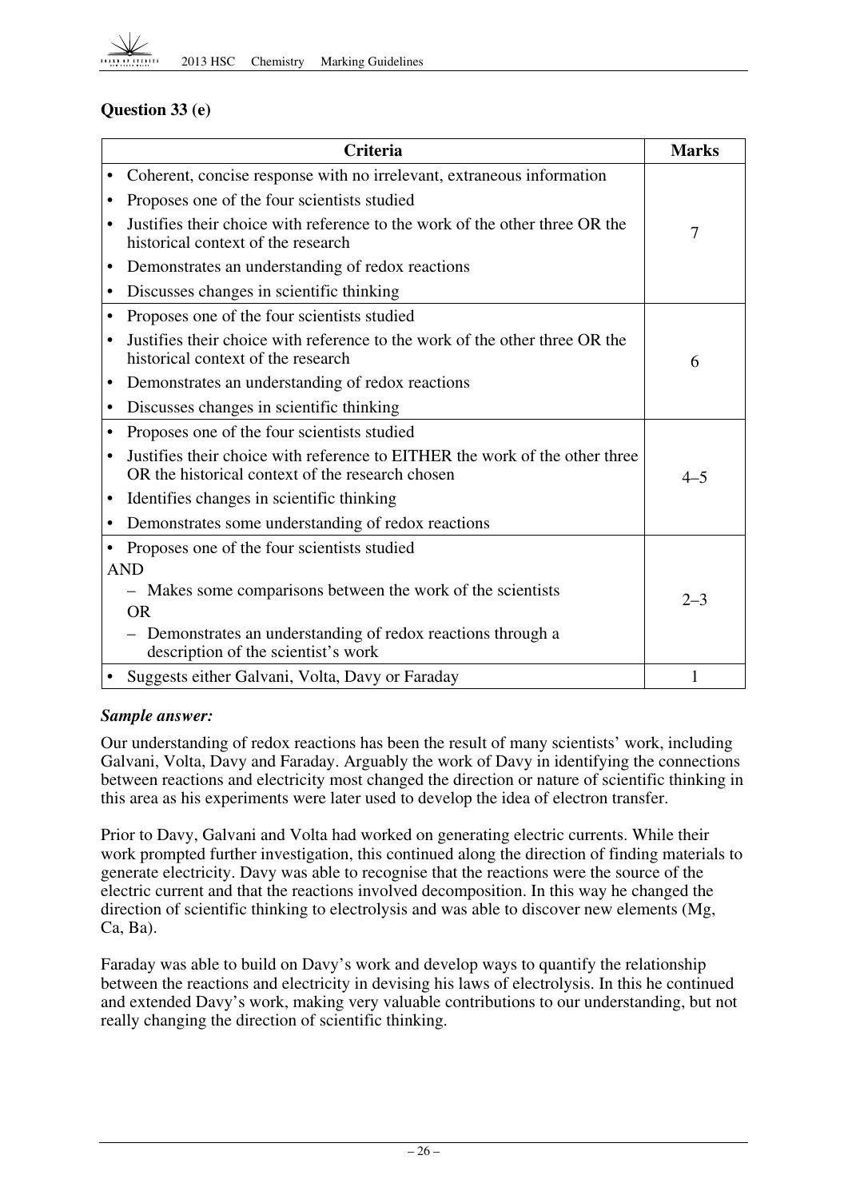## Question 33 (e)

| Criteria | Marks |
|---|---|
| • Coherent, concise response with no irrelevant, extraneous information<br>• Proposes one of the four scientists studied<br>• Justifies their choice with reference to the work of the other three OR the historical context of the research<br>• Demonstrates an understanding of redox reactions<br>• Discusses changes in scientific thinking | 7 |
| • Proposes one of the four scientists studied<br>• Justifies their choice with reference to the work of the other three OR the historical context of the research<br>• Demonstrates an understanding of redox reactions<br>• Discusses changes in scientific thinking | 6 |
| • Proposes one of the four scientists studied<br>• Justifies their choice with reference to EITHER the work of the other three OR the historical context of the research chosen<br>• Identifies changes in scientific thinking<br>• Demonstrates some understanding of redox reactions | 4–5 |
| • Proposes one of the four scientists studied<br>AND<br>– Makes some comparisons between the work of the scientists<br>OR<br>– Demonstrates an understanding of redox reactions through a description of the scientist's work | 2–3 |
| • Suggests either Galvani, Volta, Davy or Faraday | 1 |

***Sample answer:***

Our understanding of redox reactions has been the result of many scientists' work, including Galvani, Volta, Davy and Faraday. Arguably the work of Davy in identifying the connections between reactions and electricity most changed the direction or nature of scientific thinking in this area as his experiments were later used to develop the idea of electron transfer.

Prior to Davy, Galvani and Volta had worked on generating electric currents. While their work prompted further investigation, this continued along the direction of finding materials to generate electricity. Davy was able to recognise that the reactions were the source of the electric current and that the reactions involved decomposition. In this way he changed the direction of scientific thinking to electrolysis and was able to discover new elements (Mg, Ca, Ba).

Faraday was able to build on Davy's work and develop ways to quantify the relationship between the reactions and electricity in devising his laws of electrolysis. In this he continued and extended Davy's work, making very valuable contributions to our understanding, but not really changing the direction of scientific thinking.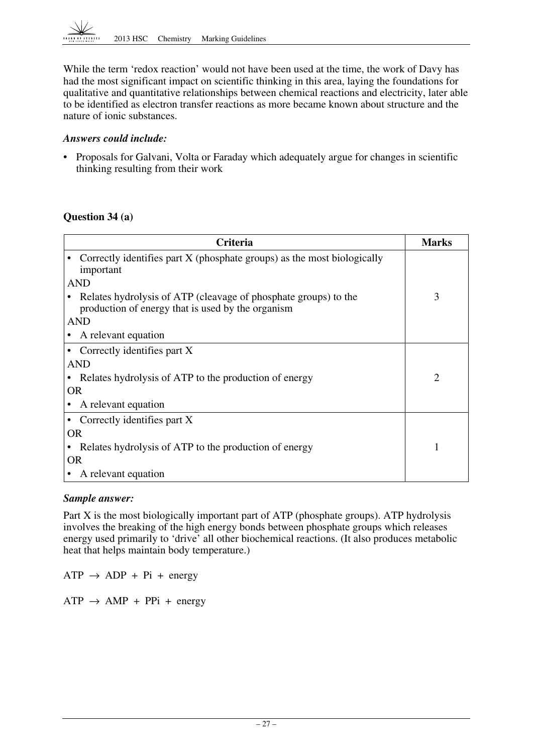While the term 'redox reaction' would not have been used at the time, the work of Davy has had the most significant impact on scientific thinking in this area, laying the foundations for qualitative and quantitative relationships between chemical reactions and electricity, later able to be identified as electron transfer reactions as more became known about structure and the nature of ionic substances.

***Answers could include:***

- Proposals for Galvani, Volta or Faraday which adequately argue for changes in scientific thinking resulting from their work

**Question 34 (a)**

| Criteria | Marks |
| --- | --- |
| • Correctly identifies part X (phosphate groups) as the most biologically important<br>AND<br>• Relates hydrolysis of ATP (cleavage of phosphate groups) to the production of energy that is used by the organism<br>AND<br>• A relevant equation | 3 |
| • Correctly identifies part X<br>AND<br>• Relates hydrolysis of ATP to the production of energy<br>OR<br>• A relevant equation | 2 |
| • Correctly identifies part X<br>OR<br>• Relates hydrolysis of ATP to the production of energy<br>OR<br>• A relevant equation | 1 |

***Sample answer:***

Part X is the most biologically important part of ATP (phosphate groups). ATP hydrolysis involves the breaking of the high energy bonds between phosphate groups which releases energy used primarily to 'drive' all other biochemical reactions. (It also produces metabolic heat that helps maintain body temperature.)

$$\text{ATP} \rightarrow \text{ADP} + \text{Pi} + \text{energy}$$

$$\text{ATP} \rightarrow \text{AMP} + \text{PPi} + \text{energy}$$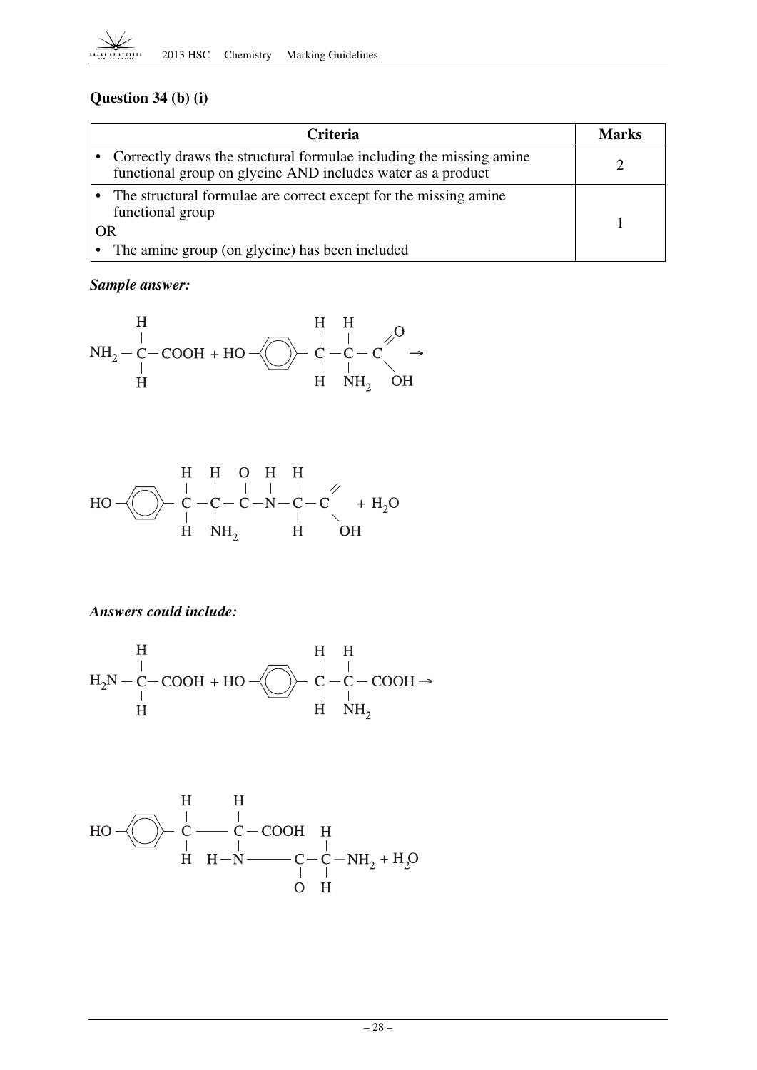## Question 34 (b) (i)

| Criteria | Marks |
|---|---|
| • Correctly draws the structural formulae including the missing amine functional group on glycine AND includes water as a product | 2 |
| • The structural formulae are correct except for the missing amine functional group<br>OR<br>• The amine group (on glycine) has been included | 1 |

***Sample answer:***

$$NH_2-CH_2-COOH + HO-C_6H_4-CH_2-CH(NH_2)-COOH \rightarrow$$

$$HO-C_6H_4-CH_2-CH(NH_2)-C(=O)-NH-CH_2-COOH + H_2O$$

***Answers could include:***

$$H_2N-CH_2-COOH + HO-C_6H_4-CH_2-CH(NH_2)-COOH \rightarrow$$

$$HO-C_6H_4-CH_2-CH(COOH)-NH-C(=O)-CH_2-NH_2 + H_2O$$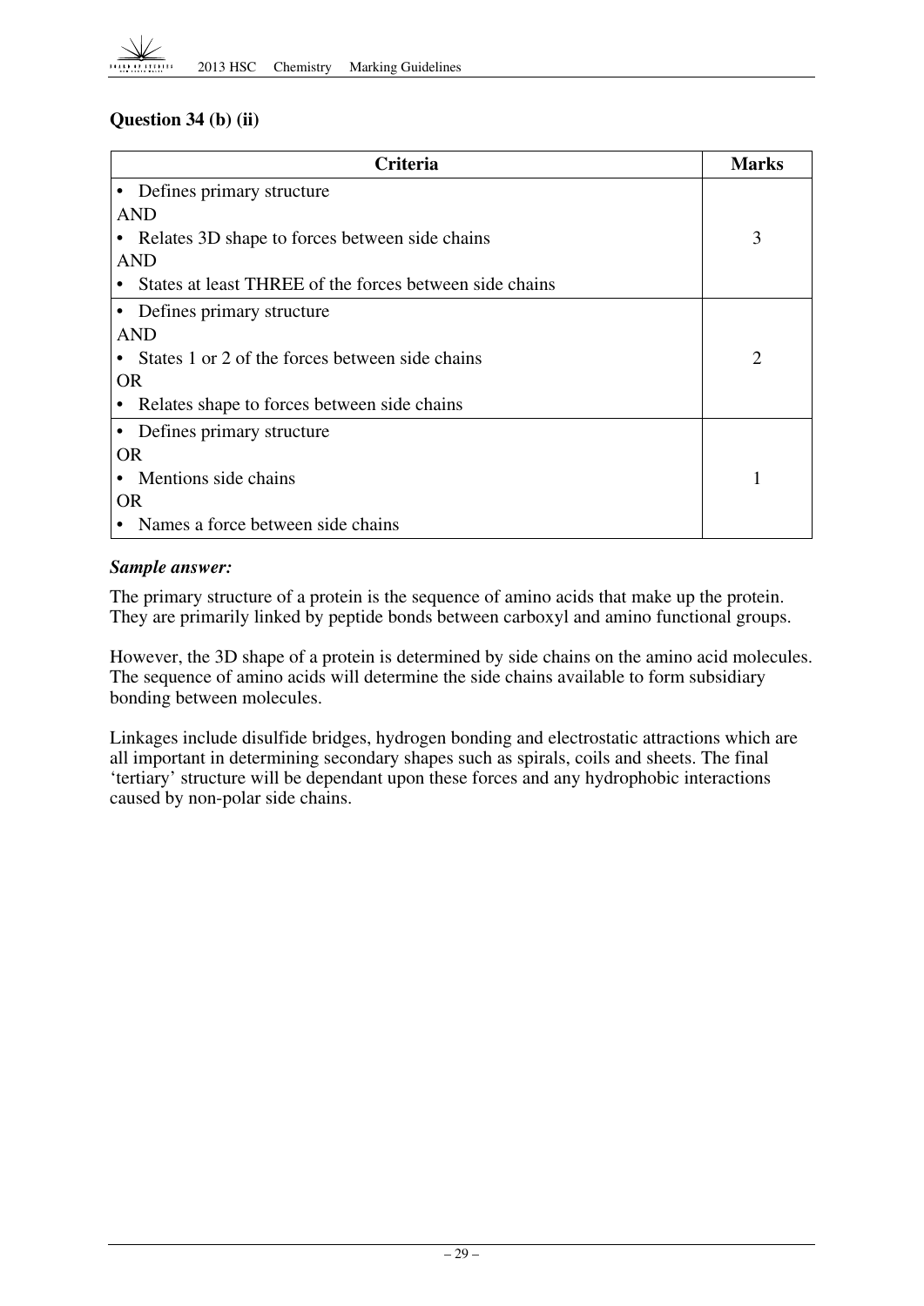## Question 34 (b) (ii)

| Criteria | Marks |
|---|---|
| • Defines primary structure<br>AND<br>• Relates 3D shape to forces between side chains<br>AND<br>• States at least THREE of the forces between side chains | 3 |
| • Defines primary structure<br>AND<br>• States 1 or 2 of the forces between side chains<br>OR<br>• Relates shape to forces between side chains | 2 |
| • Defines primary structure<br>OR<br>• Mentions side chains<br>OR<br>• Names a force between side chains | 1 |

***Sample answer:***

The primary structure of a protein is the sequence of amino acids that make up the protein. They are primarily linked by peptide bonds between carboxyl and amino functional groups.

However, the 3D shape of a protein is determined by side chains on the amino acid molecules. The sequence of amino acids will determine the side chains available to form subsidiary bonding between molecules.

Linkages include disulfide bridges, hydrogen bonding and electrostatic attractions which are all important in determining secondary shapes such as spirals, coils and sheets. The final 'tertiary' structure will be dependant upon these forces and any hydrophobic interactions caused by non-polar side chains.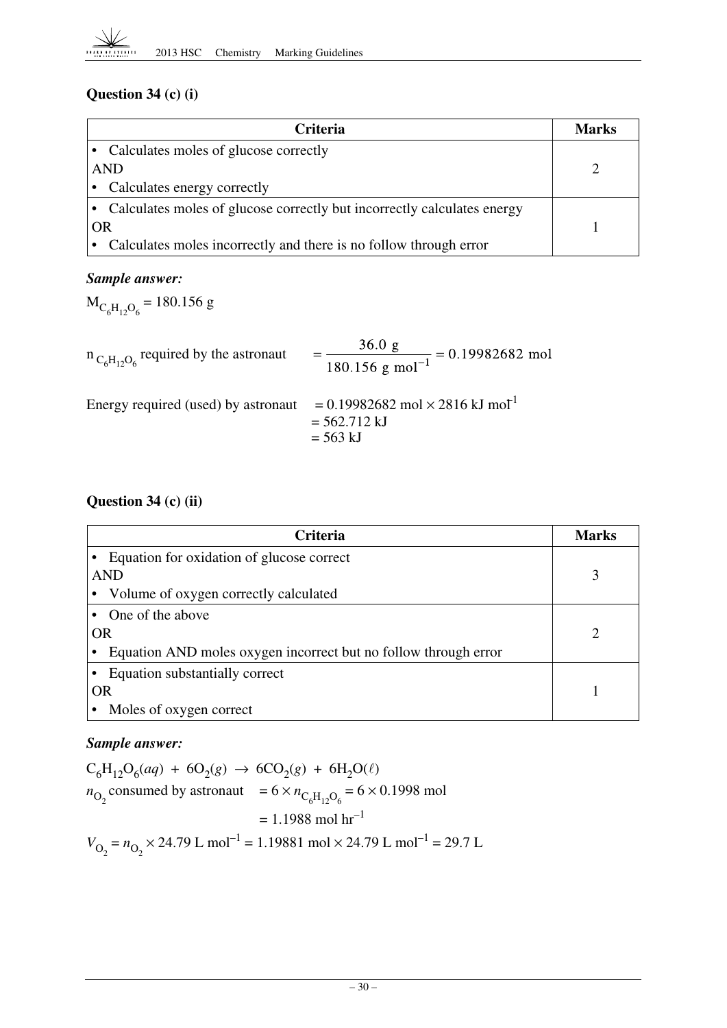### Question 34 (c) (i)

| Criteria | Marks |
|---|---|
| • Calculates moles of glucose correctly<br>AND<br>• Calculates energy correctly | 2 |
| • Calculates moles of glucose correctly but incorrectly calculates energy<br>OR<br>• Calculates moles incorrectly and there is no follow through error | 1 |

***Sample answer:***

$M_{C_6H_{12}O_6} = 180.156$ g

$n_{C_6H_{12}O_6}$ required by the astronaut $= \dfrac{36.0 \text{ g}}{180.156 \text{ g mol}^{-1}} = 0.19982682 \text{ mol}$

Energy required (used) by astronaut $= 0.19982682 \text{ mol} \times 2816 \text{ kJ mol}^{-1}$
$= 562.712$ kJ
$= 563$ kJ

### Question 34 (c) (ii)

| Criteria | Marks |
|---|---|
| • Equation for oxidation of glucose correct<br>AND<br>• Volume of oxygen correctly calculated | 3 |
| • One of the above<br>OR<br>• Equation AND moles oxygen incorrect but no follow through error | 2 |
| • Equation substantially correct<br>OR<br>• Moles of oxygen correct | 1 |

***Sample answer:***

$C_6H_{12}O_6(aq) + 6O_2(g) \rightarrow 6CO_2(g) + 6H_2O(\ell)$

$n_{O_2}$ consumed by astronaut $= 6 \times n_{C_6H_{12}O_6} = 6 \times 0.1998$ mol
$= 1.1988 \text{ mol hr}^{-1}$

$V_{O_2} = n_{O_2} \times 24.79 \text{ L mol}^{-1} = 1.19881 \text{ mol} \times 24.79 \text{ L mol}^{-1} = 29.7 \text{ L}$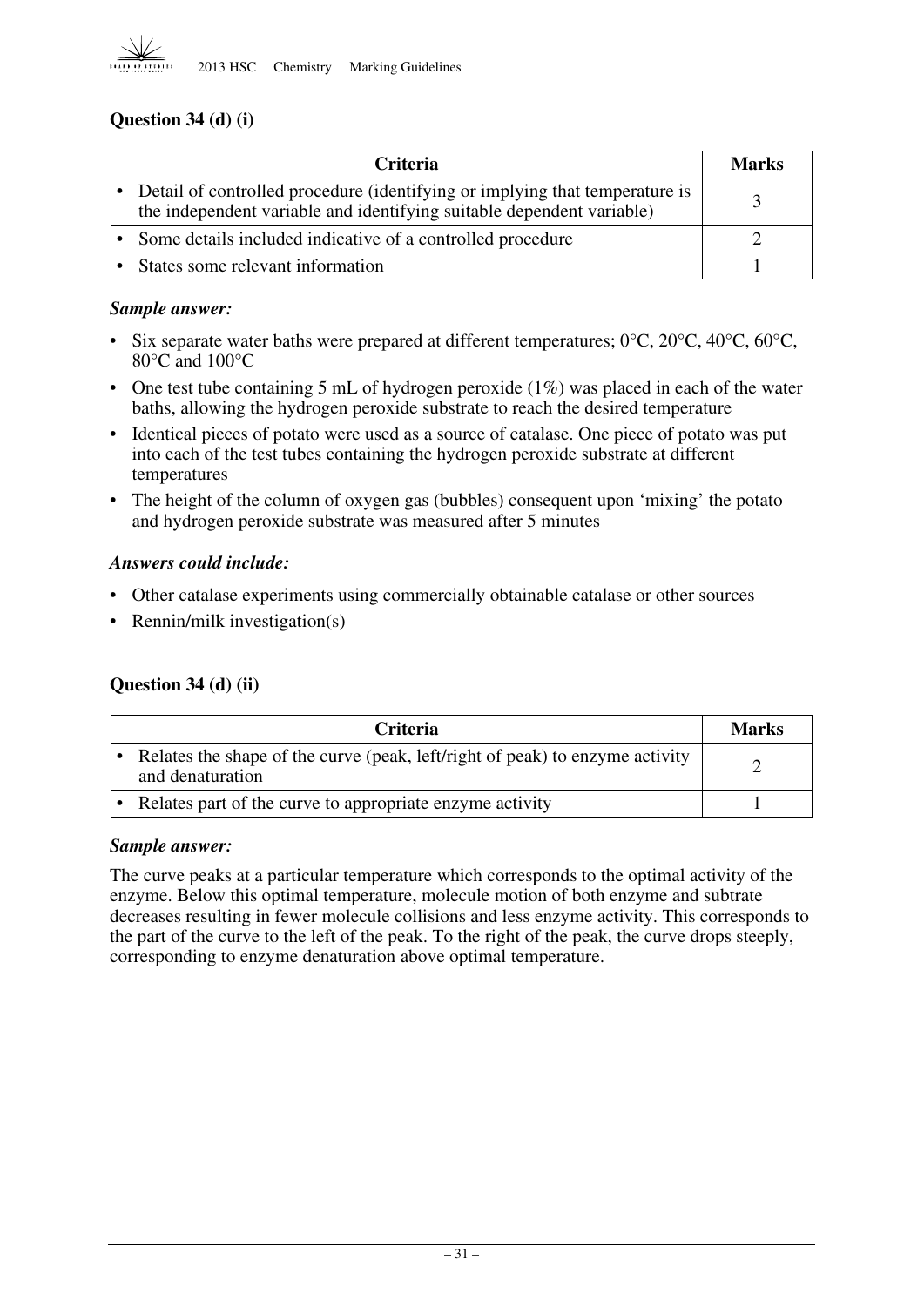### Question 34 (d) (i)

| Criteria | Marks |
|---|---|
| • Detail of controlled procedure (identifying or implying that temperature is the independent variable and identifying suitable dependent variable) | 3 |
| • Some details included indicative of a controlled procedure | 2 |
| • States some relevant information | 1 |

***Sample answer:***

- Six separate water baths were prepared at different temperatures; 0°C, 20°C, 40°C, 60°C, 80°C and 100°C
- One test tube containing 5 mL of hydrogen peroxide (1%) was placed in each of the water baths, allowing the hydrogen peroxide substrate to reach the desired temperature
- Identical pieces of potato were used as a source of catalase. One piece of potato was put into each of the test tubes containing the hydrogen peroxide substrate at different temperatures
- The height of the column of oxygen gas (bubbles) consequent upon 'mixing' the potato and hydrogen peroxide substrate was measured after 5 minutes

***Answers could include:***

- Other catalase experiments using commercially obtainable catalase or other sources
- Rennin/milk investigation(s)

### Question 34 (d) (ii)

| Criteria | Marks |
|---|---|
| • Relates the shape of the curve (peak, left/right of peak) to enzyme activity and denaturation | 2 |
| • Relates part of the curve to appropriate enzyme activity | 1 |

***Sample answer:***

The curve peaks at a particular temperature which corresponds to the optimal activity of the enzyme. Below this optimal temperature, molecule motion of both enzyme and subtrate decreases resulting in fewer molecule collisions and less enzyme activity. This corresponds to the part of the curve to the left of the peak. To the right of the peak, the curve drops steeply, corresponding to enzyme denaturation above optimal temperature.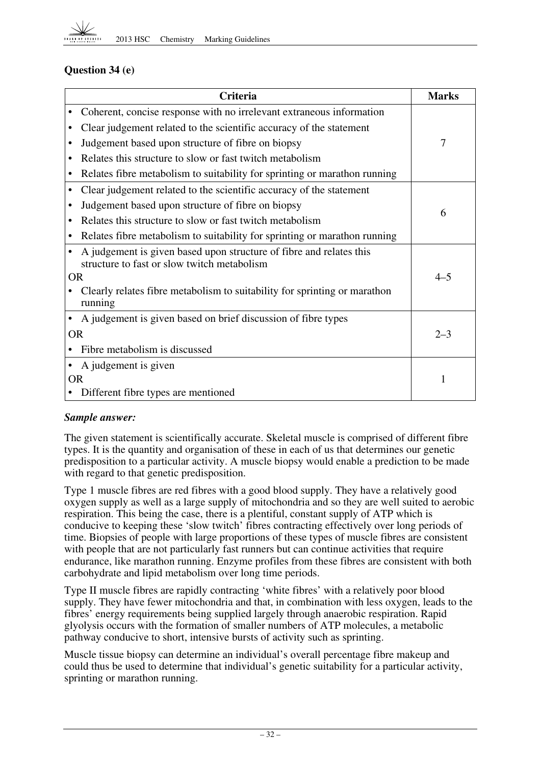### Question 34 (e)

| Criteria | Marks |
|---|---|
| • Coherent, concise response with no irrelevant extraneous information<br>• Clear judgement related to the scientific accuracy of the statement<br>• Judgement based upon structure of fibre on biopsy<br>• Relates this structure to slow or fast twitch metabolism<br>• Relates fibre metabolism to suitability for sprinting or marathon running | 7 |
| • Clear judgement related to the scientific accuracy of the statement<br>• Judgement based upon structure of fibre on biopsy<br>• Relates this structure to slow or fast twitch metabolism<br>• Relates fibre metabolism to suitability for sprinting or marathon running | 6 |
| • A judgement is given based upon structure of fibre and relates this structure to fast or slow twitch metabolism<br>OR<br>• Clearly relates fibre metabolism to suitability for sprinting or marathon running | 4–5 |
| • A judgement is given based on brief discussion of fibre types<br>OR<br>• Fibre metabolism is discussed | 2–3 |
| • A judgement is given<br>OR<br>• Different fibre types are mentioned | 1 |

***Sample answer:***

The given statement is scientifically accurate. Skeletal muscle is comprised of different fibre types. It is the quantity and organisation of these in each of us that determines our genetic predisposition to a particular activity. A muscle biopsy would enable a prediction to be made with regard to that genetic predisposition.

Type 1 muscle fibres are red fibres with a good blood supply. They have a relatively good oxygen supply as well as a large supply of mitochondria and so they are well suited to aerobic respiration. This being the case, there is a plentiful, constant supply of ATP which is conducive to keeping these 'slow twitch' fibres contracting effectively over long periods of time. Biopsies of people with large proportions of these types of muscle fibres are consistent with people that are not particularly fast runners but can continue activities that require endurance, like marathon running. Enzyme profiles from these fibres are consistent with both carbohydrate and lipid metabolism over long time periods.

Type II muscle fibres are rapidly contracting 'white fibres' with a relatively poor blood supply. They have fewer mitochondria and that, in combination with less oxygen, leads to the fibres' energy requirements being supplied largely through anaerobic respiration. Rapid glyolysis occurs with the formation of smaller numbers of ATP molecules, a metabolic pathway conducive to short, intensive bursts of activity such as sprinting.

Muscle tissue biopsy can determine an individual's overall percentage fibre makeup and could thus be used to determine that individual's genetic suitability for a particular activity, sprinting or marathon running.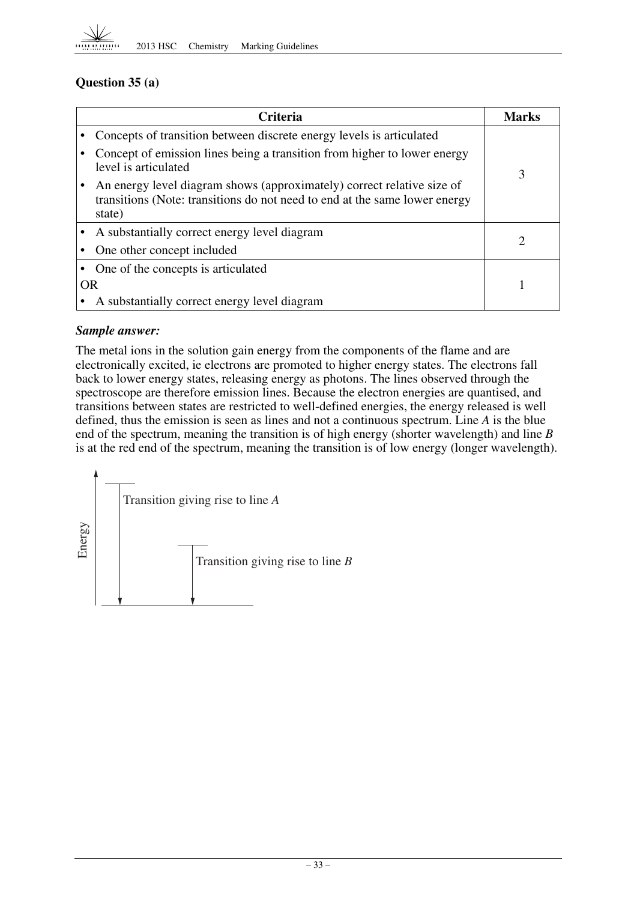## Question 35 (a)

| Criteria | Marks |
|---|---|
| • Concepts of transition between discrete energy levels is articulated<br>• Concept of emission lines being a transition from higher to lower energy level is articulated<br>• An energy level diagram shows (approximately) correct relative size of transitions (Note: transitions do not need to end at the same lower energy state) | 3 |
| • A substantially correct energy level diagram<br>• One other concept included | 2 |
| • One of the concepts is articulated<br>OR<br>• A substantially correct energy level diagram | 1 |

***Sample answer:***

The metal ions in the solution gain energy from the components of the flame and are electronically excited, ie electrons are promoted to higher energy states. The electrons fall back to lower energy states, releasing energy as photons. The lines observed through the spectroscope are therefore emission lines. Because the electron energies are quantised, and transitions between states are restricted to well-defined energies, the energy released is well defined, thus the emission is seen as lines and not a continuous spectrum. Line *A* is the blue end of the spectrum, meaning the transition is of high energy (shorter wavelength) and line *B* is at the red end of the spectrum, meaning the transition is of low energy (longer wavelength).

Energy

Transition giving rise to line *A*

Transition giving rise to line *B*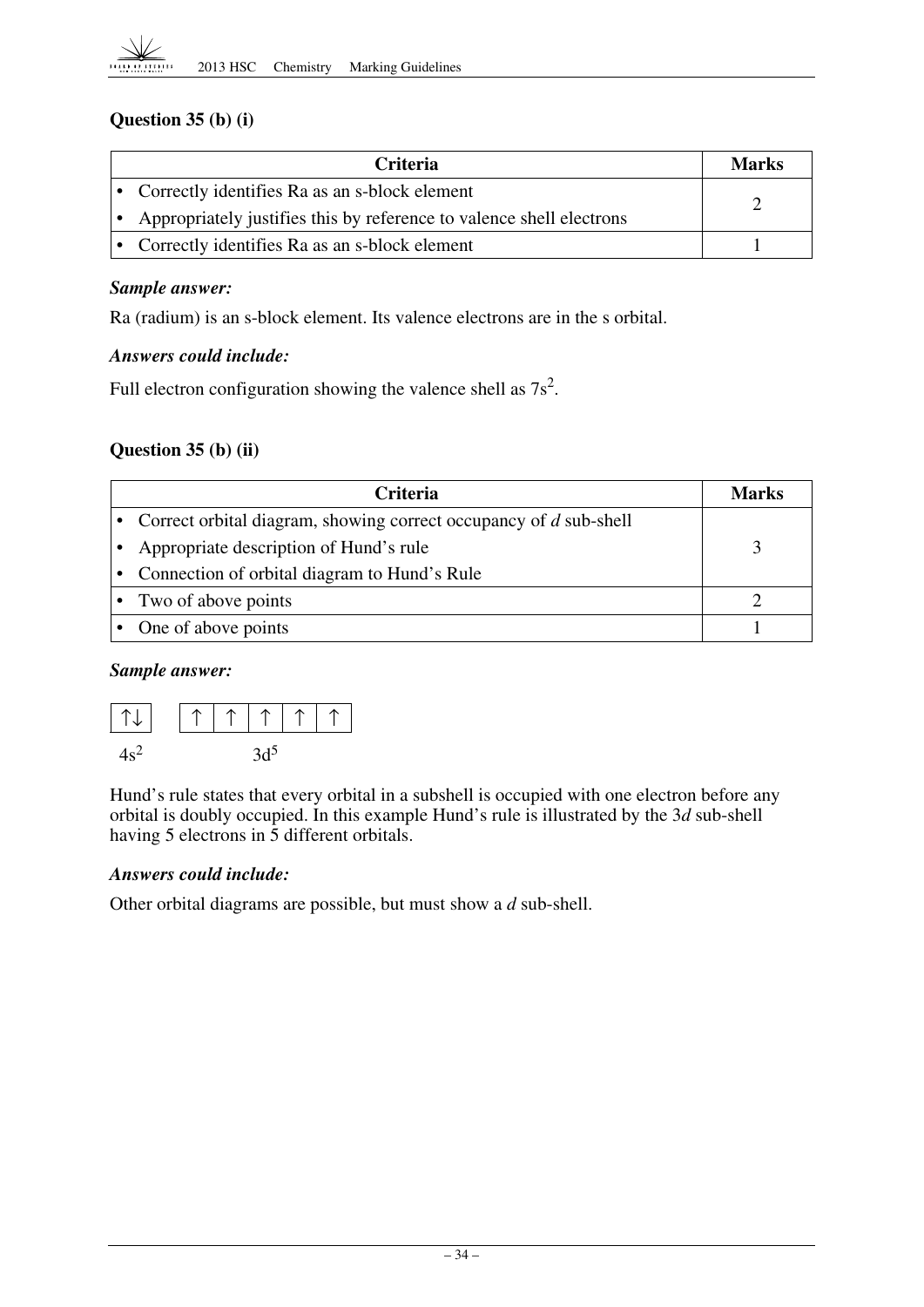### Question 35 (b) (i)

| Criteria | Marks |
| --- | --- |
| • Correctly identifies Ra as an s-block element<br>• Appropriately justifies this by reference to valence shell electrons | 2 |
| • Correctly identifies Ra as an s-block element | 1 |

***Sample answer:***

Ra (radium) is an s-block element. Its valence electrons are in the s orbital.

***Answers could include:***

Full electron configuration showing the valence shell as $7s^2$.

### Question 35 (b) (ii)

| Criteria | Marks |
| --- | --- |
| • Correct orbital diagram, showing correct occupancy of *d* sub-shell<br>• Appropriate description of Hund's rule<br>• Connection of orbital diagram to Hund's Rule | 3 |
| • Two of above points | 2 |
| • One of above points | 1 |

***Sample answer:***

| ↑↓ |
| --- |

$4s^2$

| ↑ | ↑ | ↑ | ↑ | ↑ |
| --- | --- | --- | --- | --- |

$3d^5$

Hund's rule states that every orbital in a subshell is occupied with one electron before any orbital is doubly occupied. In this example Hund's rule is illustrated by the 3*d* sub-shell having 5 electrons in 5 different orbitals.

***Answers could include:***

Other orbital diagrams are possible, but must show a *d* sub-shell.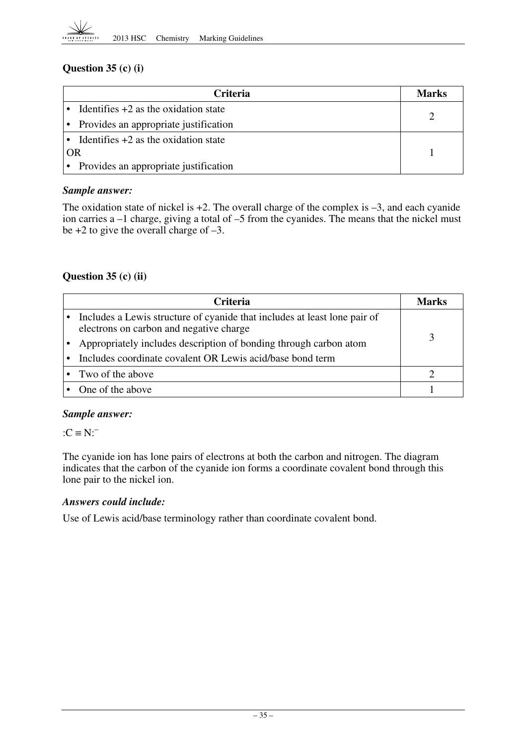### Question 35 (c) (i)

| Criteria | Marks |
|---|---|
| • Identifies +2 as the oxidation state<br>• Provides an appropriate justification | 2 |
| • Identifies +2 as the oxidation state<br>OR<br>• Provides an appropriate justification | 1 |

***Sample answer:***

The oxidation state of nickel is +2. The overall charge of the complex is –3, and each cyanide ion carries a –1 charge, giving a total of –5 from the cyanides. The means that the nickel must be +2 to give the overall charge of –3.

### Question 35 (c) (ii)

| Criteria | Marks |
|---|---|
| • Includes a Lewis structure of cyanide that includes at least lone pair of electrons on carbon and negative charge<br>• Appropriately includes description of bonding through carbon atom<br>• Includes coordinate covalent OR Lewis acid/base bond term | 3 |
| • Two of the above | 2 |
| • One of the above | 1 |

***Sample answer:***

$:C \equiv N:^{-}$

The cyanide ion has lone pairs of electrons at both the carbon and nitrogen. The diagram indicates that the carbon of the cyanide ion forms a coordinate covalent bond through this lone pair to the nickel ion.

***Answers could include:***

Use of Lewis acid/base terminology rather than coordinate covalent bond.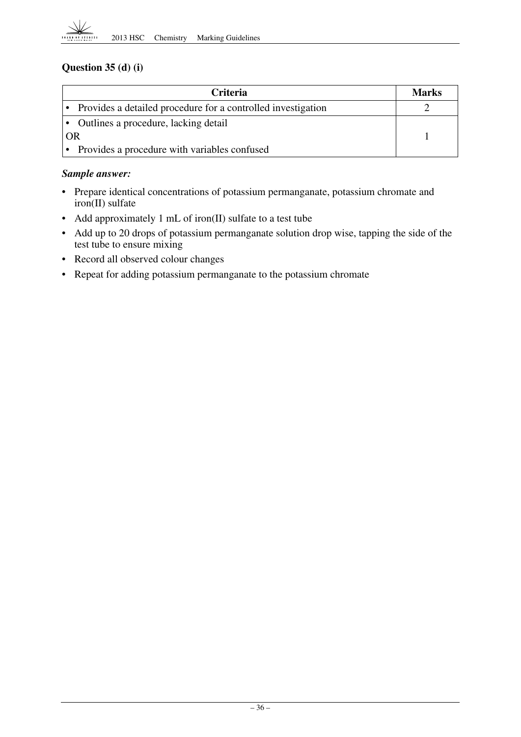### Question 35 (d) (i)

| Criteria | Marks |
| --- | --- |
| • Provides a detailed procedure for a controlled investigation | 2 |
| • Outlines a procedure, lacking detail<br>OR<br>• Provides a procedure with variables confused | 1 |

***Sample answer:***

- Prepare identical concentrations of potassium permanganate, potassium chromate and iron(II) sulfate
- Add approximately 1 mL of iron(II) sulfate to a test tube
- Add up to 20 drops of potassium permanganate solution drop wise, tapping the side of the test tube to ensure mixing
- Record all observed colour changes
- Repeat for adding potassium permanganate to the potassium chromate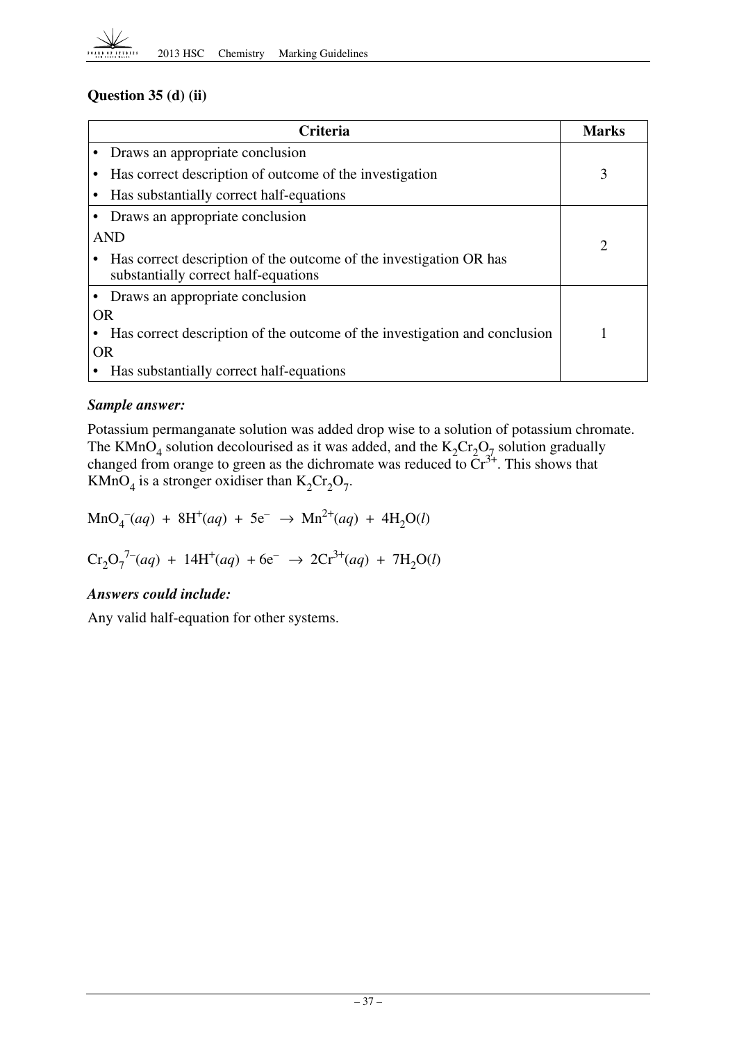### Question 35 (d) (ii)

| Criteria | Marks |
|---|---|
| • Draws an appropriate conclusion<br>• Has correct description of outcome of the investigation<br>• Has substantially correct half-equations | 3 |
| • Draws an appropriate conclusion<br>AND<br>• Has correct description of the outcome of the investigation OR has substantially correct half-equations | 2 |
| • Draws an appropriate conclusion<br>OR<br>• Has correct description of the outcome of the investigation and conclusion<br>OR<br>• Has substantially correct half-equations | 1 |

***Sample answer:***

Potassium permanganate solution was added drop wise to a solution of potassium chromate. The $KMnO_4$ solution decolourised as it was added, and the $K_2Cr_2O_7$ solution gradually changed from orange to green as the dichromate was reduced to $Cr^{3+}$. This shows that $KMnO_4$ is a stronger oxidiser than $K_2Cr_2O_7$.

$$MnO_4^-(aq) + 8H^+(aq) + 5e^- \rightarrow Mn^{2+}(aq) + 4H_2O(l)$$

$$Cr_2O_7^{7-}(aq) + 14H^+(aq) + 6e^- \rightarrow 2Cr^{3+}(aq) + 7H_2O(l)$$

***Answers could include:***

Any valid half-equation for other systems.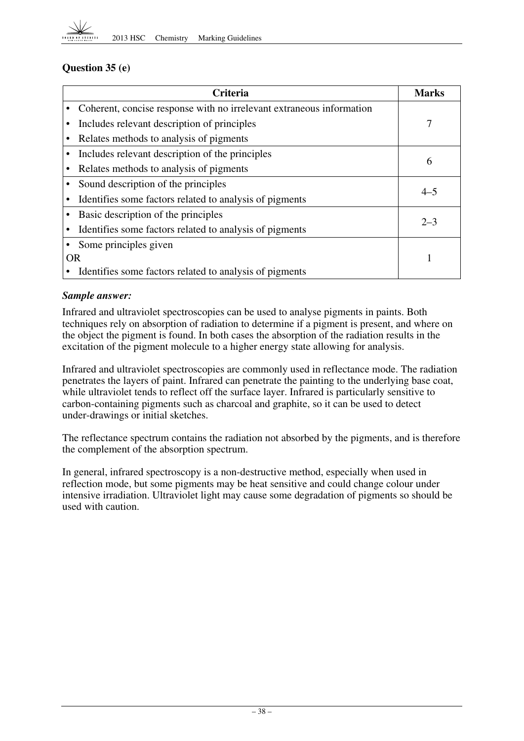## Question 35 (e)

| Criteria | Marks |
|---|---|
| • Coherent, concise response with no irrelevant extraneous information<br>• Includes relevant description of principles<br>• Relates methods to analysis of pigments | 7 |
| • Includes relevant description of the principles<br>• Relates methods to analysis of pigments | 6 |
| • Sound description of the principles<br>• Identifies some factors related to analysis of pigments | 4–5 |
| • Basic description of the principles<br>• Identifies some factors related to analysis of pigments | 2–3 |
| • Some principles given<br>OR<br>• Identifies some factors related to analysis of pigments | 1 |

***Sample answer:***

Infrared and ultraviolet spectroscopies can be used to analyse pigments in paints. Both techniques rely on absorption of radiation to determine if a pigment is present, and where on the object the pigment is found. In both cases the absorption of the radiation results in the excitation of the pigment molecule to a higher energy state allowing for analysis.

Infrared and ultraviolet spectroscopies are commonly used in reflectance mode. The radiation penetrates the layers of paint. Infrared can penetrate the painting to the underlying base coat, while ultraviolet tends to reflect off the surface layer. Infrared is particularly sensitive to carbon-containing pigments such as charcoal and graphite, so it can be used to detect under-drawings or initial sketches.

The reflectance spectrum contains the radiation not absorbed by the pigments, and is therefore the complement of the absorption spectrum.

In general, infrared spectroscopy is a non-destructive method, especially when used in reflection mode, but some pigments may be heat sensitive and could change colour under intensive irradiation. Ultraviolet light may cause some degradation of pigments so should be used with caution.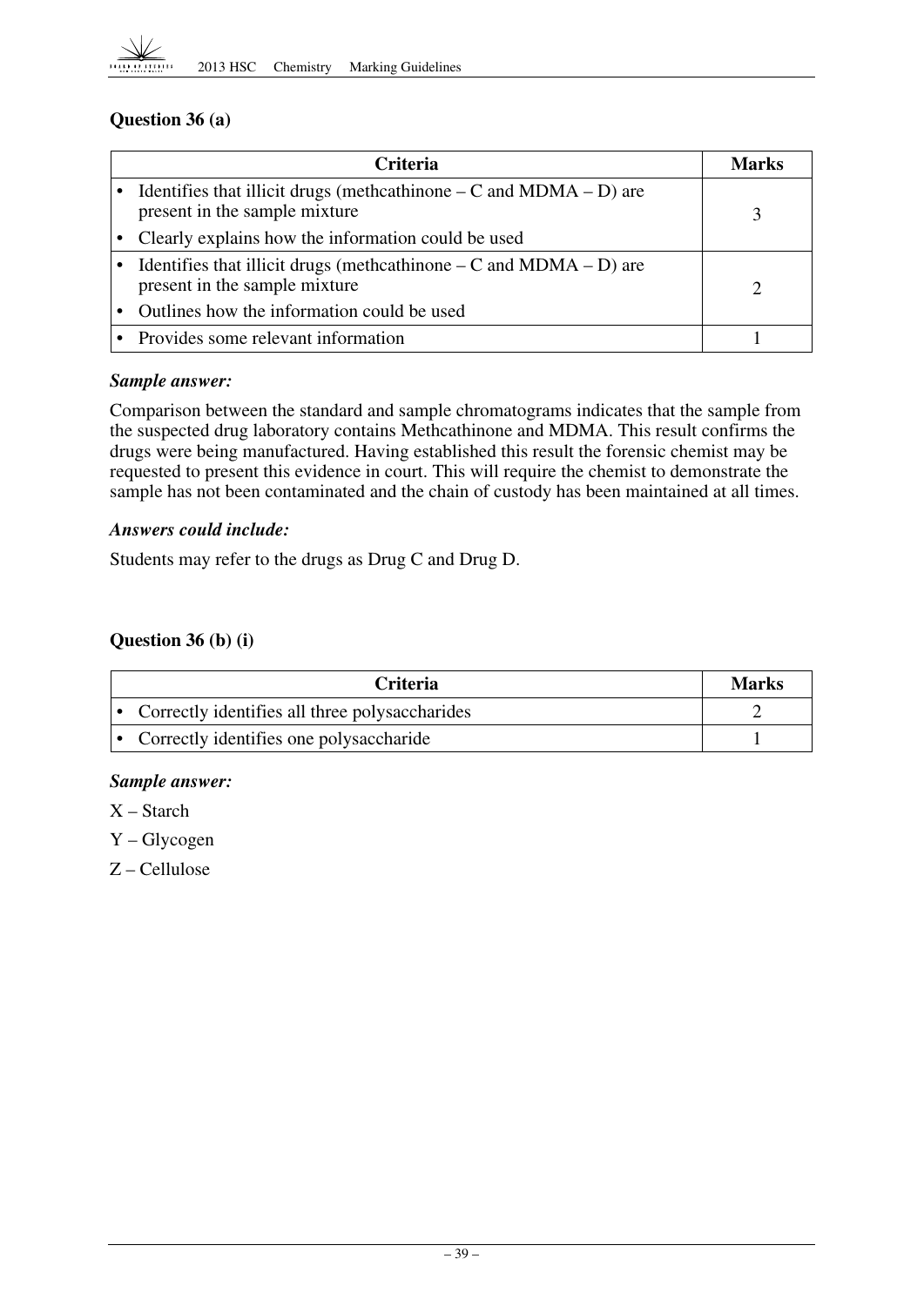## Question 36 (a)

| Criteria | Marks |
|---|---|
| • Identifies that illicit drugs (methcathinone – C and MDMA – D) are present in the sample mixture<br>• Clearly explains how the information could be used | 3 |
| • Identifies that illicit drugs (methcathinone – C and MDMA – D) are present in the sample mixture<br>• Outlines how the information could be used | 2 |
| • Provides some relevant information | 1 |

***Sample answer:***

Comparison between the standard and sample chromatograms indicates that the sample from the suspected drug laboratory contains Methcathinone and MDMA. This result confirms the drugs were being manufactured. Having established this result the forensic chemist may be requested to present this evidence in court. This will require the chemist to demonstrate the sample has not been contaminated and the chain of custody has been maintained at all times.

***Answers could include:***

Students may refer to the drugs as Drug C and Drug D.

## Question 36 (b) (i)

| Criteria | Marks |
|---|---|
| • Correctly identifies all three polysaccharides | 2 |
| • Correctly identifies one polysaccharide | 1 |

***Sample answer:***

X – Starch

Y – Glycogen

Z – Cellulose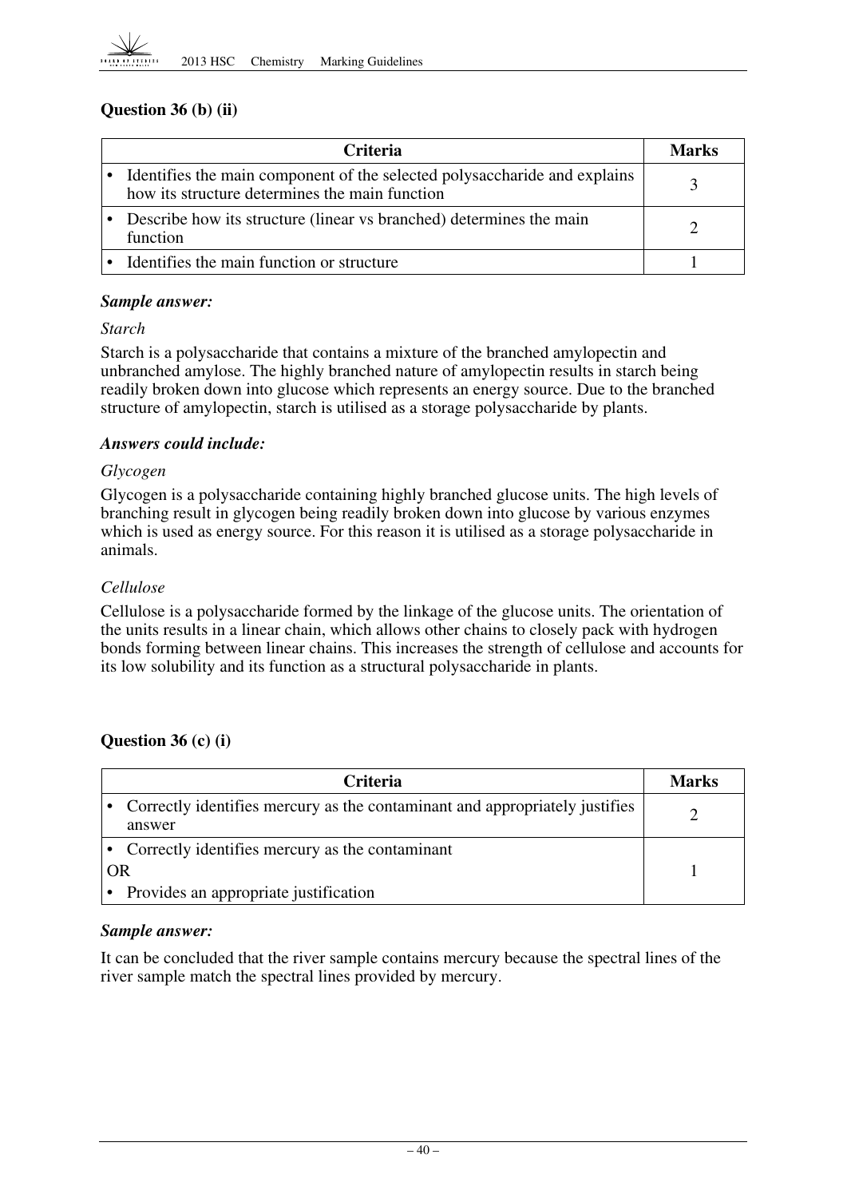### Question 36 (b) (ii)

| Criteria | Marks |
|---|---|
| • Identifies the main component of the selected polysaccharide and explains how its structure determines the main function | 3 |
| • Describe how its structure (linear vs branched) determines the main function | 2 |
| • Identifies the main function or structure | 1 |

***Sample answer:***

*Starch*

Starch is a polysaccharide that contains a mixture of the branched amylopectin and unbranched amylose. The highly branched nature of amylopectin results in starch being readily broken down into glucose which represents an energy source. Due to the branched structure of amylopectin, starch is utilised as a storage polysaccharide by plants.

***Answers could include:***

*Glycogen*

Glycogen is a polysaccharide containing highly branched glucose units. The high levels of branching result in glycogen being readily broken down into glucose by various enzymes which is used as energy source. For this reason it is utilised as a storage polysaccharide in animals.

*Cellulose*

Cellulose is a polysaccharide formed by the linkage of the glucose units. The orientation of the units results in a linear chain, which allows other chains to closely pack with hydrogen bonds forming between linear chains. This increases the strength of cellulose and accounts for its low solubility and its function as a structural polysaccharide in plants.

### Question 36 (c) (i)

| Criteria | Marks |
|---|---|
| • Correctly identifies mercury as the contaminant and appropriately justifies answer | 2 |
| • Correctly identifies mercury as the contaminant<br>OR<br>• Provides an appropriate justification | 1 |

***Sample answer:***

It can be concluded that the river sample contains mercury because the spectral lines of the river sample match the spectral lines provided by mercury.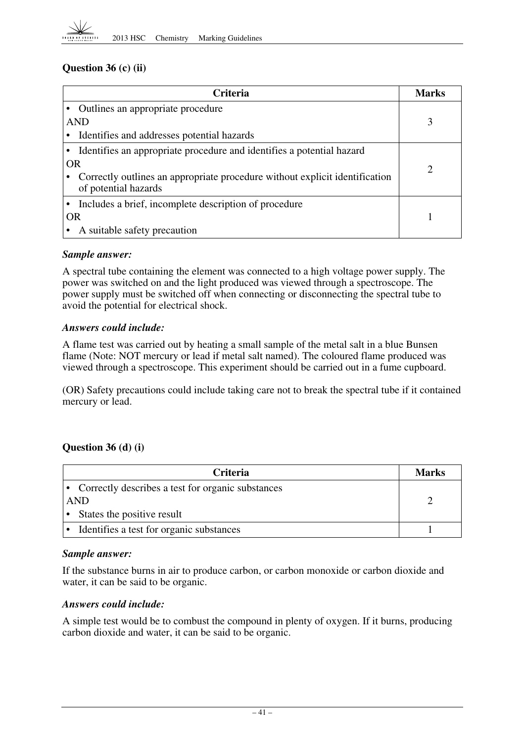### Question 36 (c) (ii)

| Criteria | Marks |
|---|---|
| • Outlines an appropriate procedure<br>AND<br>• Identifies and addresses potential hazards | 3 |
| • Identifies an appropriate procedure and identifies a potential hazard<br>OR<br>• Correctly outlines an appropriate procedure without explicit identification of potential hazards | 2 |
| • Includes a brief, incomplete description of procedure<br>OR<br>• A suitable safety precaution | 1 |

***Sample answer:***

A spectral tube containing the element was connected to a high voltage power supply. The power was switched on and the light produced was viewed through a spectroscope. The power supply must be switched off when connecting or disconnecting the spectral tube to avoid the potential for electrical shock.

***Answers could include:***

A flame test was carried out by heating a small sample of the metal salt in a blue Bunsen flame (Note: NOT mercury or lead if metal salt named). The coloured flame produced was viewed through a spectroscope. This experiment should be carried out in a fume cupboard.

(OR) Safety precautions could include taking care not to break the spectral tube if it contained mercury or lead.

### Question 36 (d) (i)

| Criteria | Marks |
|---|---|
| • Correctly describes a test for organic substances<br>AND<br>• States the positive result | 2 |
| • Identifies a test for organic substances | 1 |

***Sample answer:***

If the substance burns in air to produce carbon, or carbon monoxide or carbon dioxide and water, it can be said to be organic.

***Answers could include:***

A simple test would be to combust the compound in plenty of oxygen. If it burns, producing carbon dioxide and water, it can be said to be organic.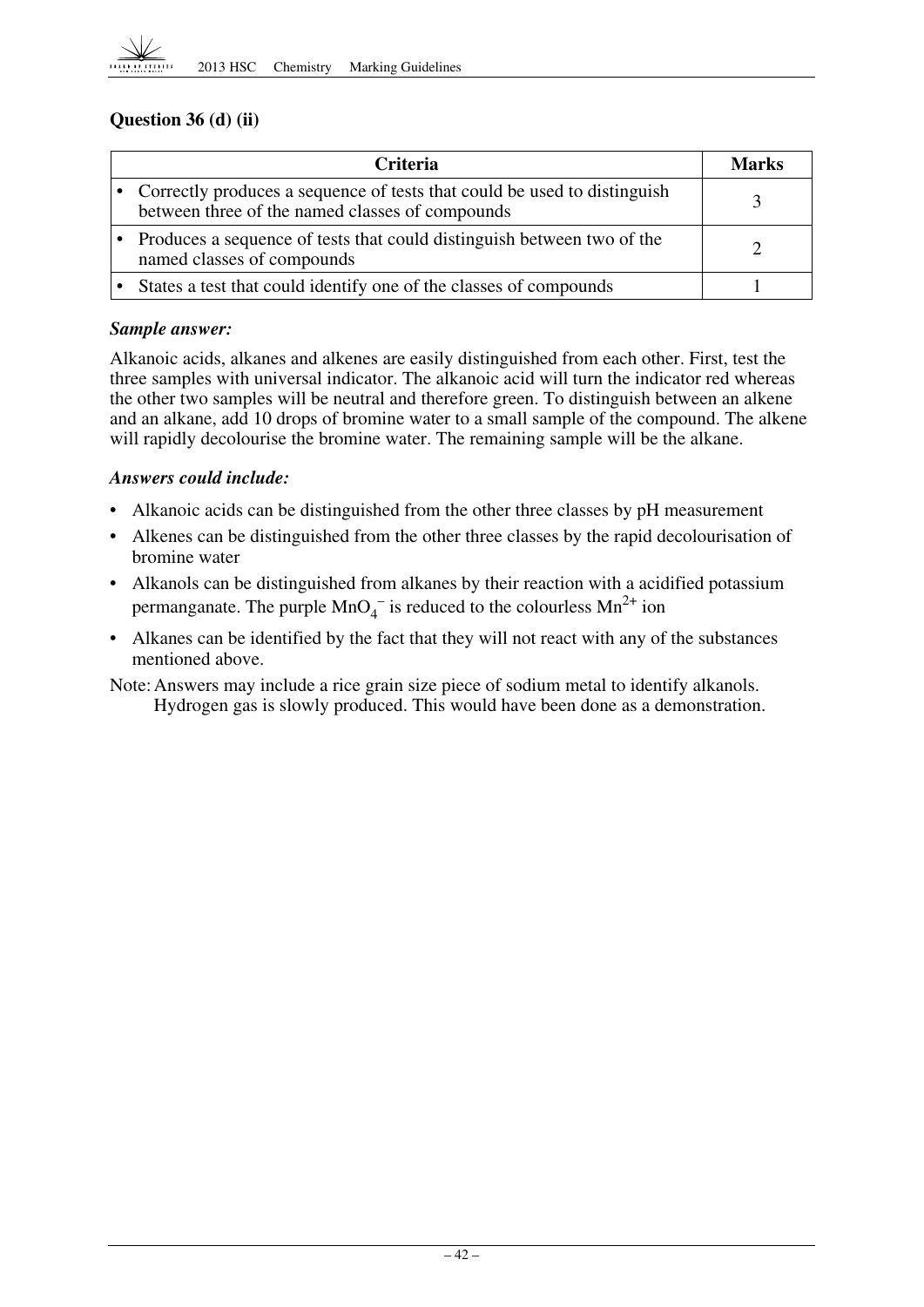## Question 36 (d) (ii)

| Criteria | Marks |
|---|---|
| • Correctly produces a sequence of tests that could be used to distinguish between three of the named classes of compounds | 3 |
| • Produces a sequence of tests that could distinguish between two of the named classes of compounds | 2 |
| • States a test that could identify one of the classes of compounds | 1 |

***Sample answer:***

Alkanoic acids, alkanes and alkenes are easily distinguished from each other. First, test the three samples with universal indicator. The alkanoic acid will turn the indicator red whereas the other two samples will be neutral and therefore green. To distinguish between an alkene and an alkane, add 10 drops of bromine water to a small sample of the compound. The alkene will rapidly decolourise the bromine water. The remaining sample will be the alkane.

***Answers could include:***

- Alkanoic acids can be distinguished from the other three classes by pH measurement
- Alkenes can be distinguished from the other three classes by the rapid decolourisation of bromine water
- Alkanols can be distinguished from alkanes by their reaction with a acidified potassium permanganate. The purple $MnO_4^-$ is reduced to the colourless $Mn^{2+}$ ion
- Alkanes can be identified by the fact that they will not react with any of the substances mentioned above.

Note: Answers may include a rice grain size piece of sodium metal to identify alkanols. Hydrogen gas is slowly produced. This would have been done as a demonstration.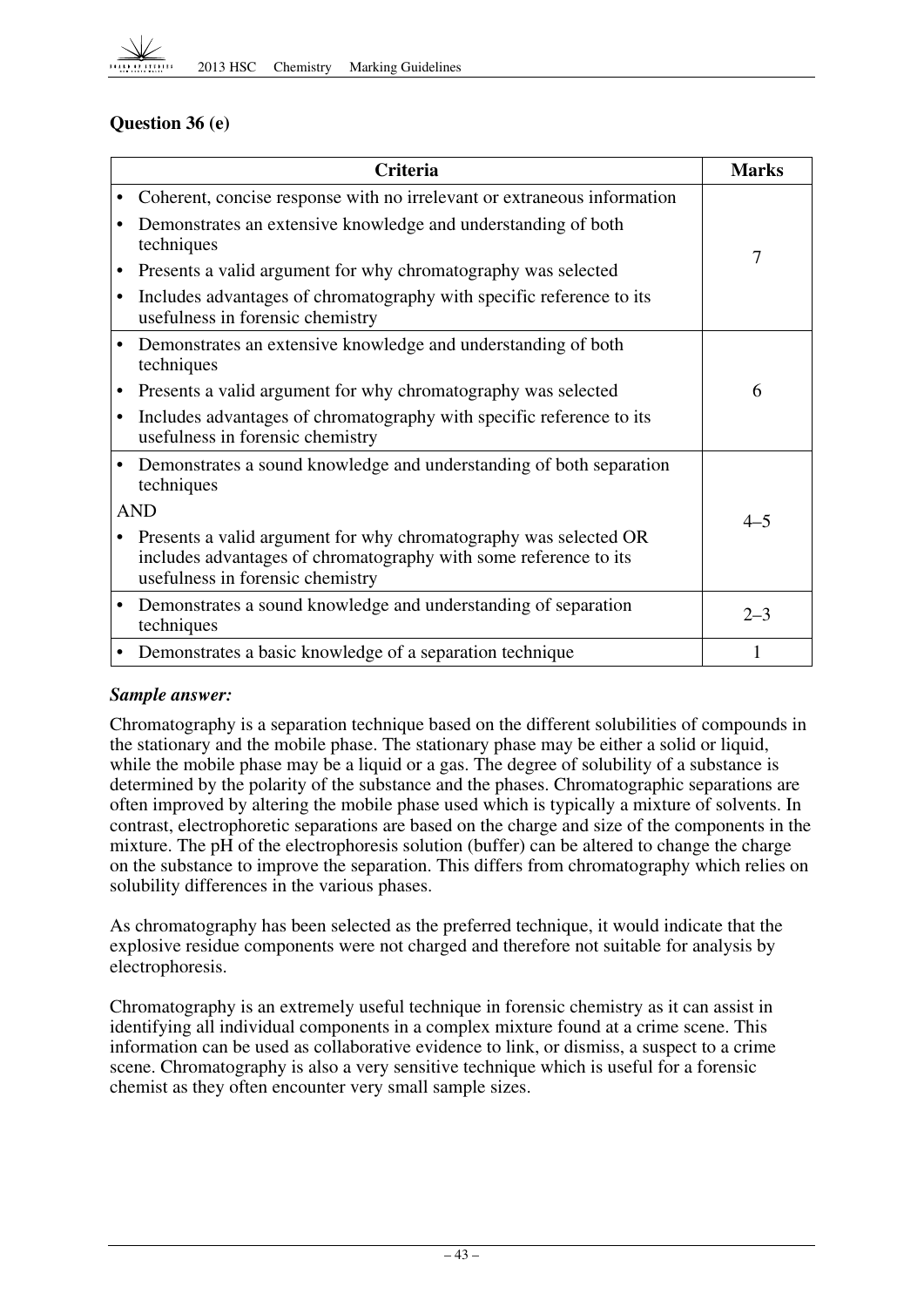### Question 36 (e)

| Criteria | Marks |
|---|---|
| • Coherent, concise response with no irrelevant or extraneous information<br>• Demonstrates an extensive knowledge and understanding of both techniques<br>• Presents a valid argument for why chromatography was selected<br>• Includes advantages of chromatography with specific reference to its usefulness in forensic chemistry | 7 |
| • Demonstrates an extensive knowledge and understanding of both techniques<br>• Presents a valid argument for why chromatography was selected<br>• Includes advantages of chromatography with specific reference to its usefulness in forensic chemistry | 6 |
| • Demonstrates a sound knowledge and understanding of both separation techniques<br>AND<br>• Presents a valid argument for why chromatography was selected OR includes advantages of chromatography with some reference to its usefulness in forensic chemistry | 4–5 |
| • Demonstrates a sound knowledge and understanding of separation techniques | 2–3 |
| • Demonstrates a basic knowledge of a separation technique | 1 |

***Sample answer:***

Chromatography is a separation technique based on the different solubilities of compounds in the stationary and the mobile phase. The stationary phase may be either a solid or liquid, while the mobile phase may be a liquid or a gas. The degree of solubility of a substance is determined by the polarity of the substance and the phases. Chromatographic separations are often improved by altering the mobile phase used which is typically a mixture of solvents. In contrast, electrophoretic separations are based on the charge and size of the components in the mixture. The pH of the electrophoresis solution (buffer) can be altered to change the charge on the substance to improve the separation. This differs from chromatography which relies on solubility differences in the various phases.

As chromatography has been selected as the preferred technique, it would indicate that the explosive residue components were not charged and therefore not suitable for analysis by electrophoresis.

Chromatography is an extremely useful technique in forensic chemistry as it can assist in identifying all individual components in a complex mixture found at a crime scene. This information can be used as collaborative evidence to link, or dismiss, a suspect to a crime scene. Chromatography is also a very sensitive technique which is useful for a forensic chemist as they often encounter very small sample sizes.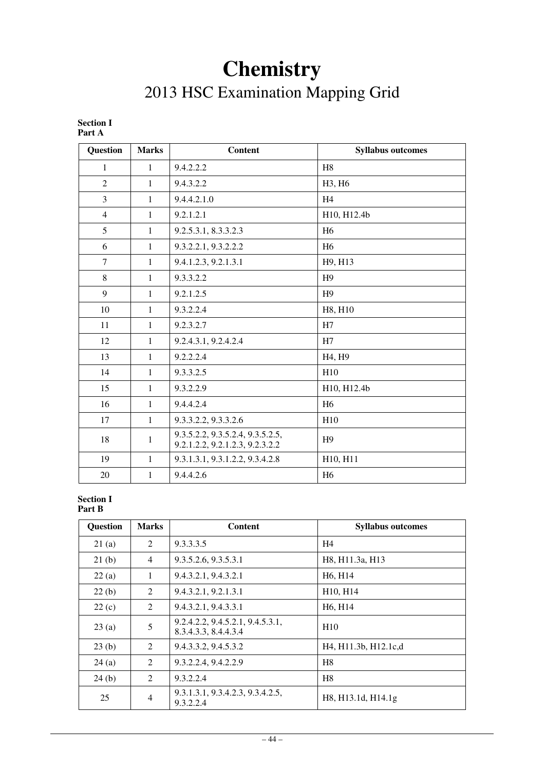# Chemistry

## 2013 HSC Examination Mapping Grid

**Section I**
**Part A**

| Question | Marks | Content | Syllabus outcomes |
|---|---|---|---|
| 1 | 1 | 9.4.2.2.2 | H8 |
| 2 | 1 | 9.4.3.2.2 | H3, H6 |
| 3 | 1 | 9.4.4.2.1.0 | H4 |
| 4 | 1 | 9.2.1.2.1 | H10, H12.4b |
| 5 | 1 | 9.2.5.3.1, 8.3.3.2.3 | H6 |
| 6 | 1 | 9.3.2.2.1, 9.3.2.2.2 | H6 |
| 7 | 1 | 9.4.1.2.3, 9.2.1.3.1 | H9, H13 |
| 8 | 1 | 9.3.3.2.2 | H9 |
| 9 | 1 | 9.2.1.2.5 | H9 |
| 10 | 1 | 9.3.2.2.4 | H8, H10 |
| 11 | 1 | 9.2.3.2.7 | H7 |
| 12 | 1 | 9.2.4.3.1, 9.2.4.2.4 | H7 |
| 13 | 1 | 9.2.2.2.4 | H4, H9 |
| 14 | 1 | 9.3.3.2.5 | H10 |
| 15 | 1 | 9.3.2.2.9 | H10, H12.4b |
| 16 | 1 | 9.4.4.2.4 | H6 |
| 17 | 1 | 9.3.3.2.2, 9.3.3.2.6 | H10 |
| 18 | 1 | 9.3.5.2.2, 9.3.5.2.4, 9.3.5.2.5, 9.2.1.2.2, 9.2.1.2.3, 9.2.3.2.2 | H9 |
| 19 | 1 | 9.3.1.3.1, 9.3.1.2.2, 9.3.4.2.8 | H10, H11 |
| 20 | 1 | 9.4.4.2.6 | H6 |

**Section I**
**Part B**

| Question | Marks | Content | Syllabus outcomes |
|---|---|---|---|
| 21 (a) | 2 | 9.3.3.3.5 | H4 |
| 21 (b) | 4 | 9.3.5.2.6, 9.3.5.3.1 | H8, H11.3a, H13 |
| 22 (a) | 1 | 9.4.3.2.1, 9.4.3.2.1 | H6, H14 |
| 22 (b) | 2 | 9.4.3.2.1, 9.2.1.3.1 | H10, H14 |
| 22 (c) | 2 | 9.4.3.2.1, 9.4.3.3.1 | H6, H14 |
| 23 (a) | 5 | 9.2.4.2.2, 9.4.5.2.1, 9.4.5.3.1, 8.3.4.3.3, 8.4.4.3.4 | H10 |
| 23 (b) | 2 | 9.4.3.3.2, 9.4.5.3.2 | H4, H11.3b, H12.1c,d |
| 24 (a) | 2 | 9.3.2.2.4, 9.4.2.2.9 | H8 |
| 24 (b) | 2 | 9.3.2.2.4 | H8 |
| 25 | 4 | 9.3.1.3.1, 9.3.4.2.3, 9.3.4.2.5, 9.3.2.2.4 | H8, H13.1d, H14.1g |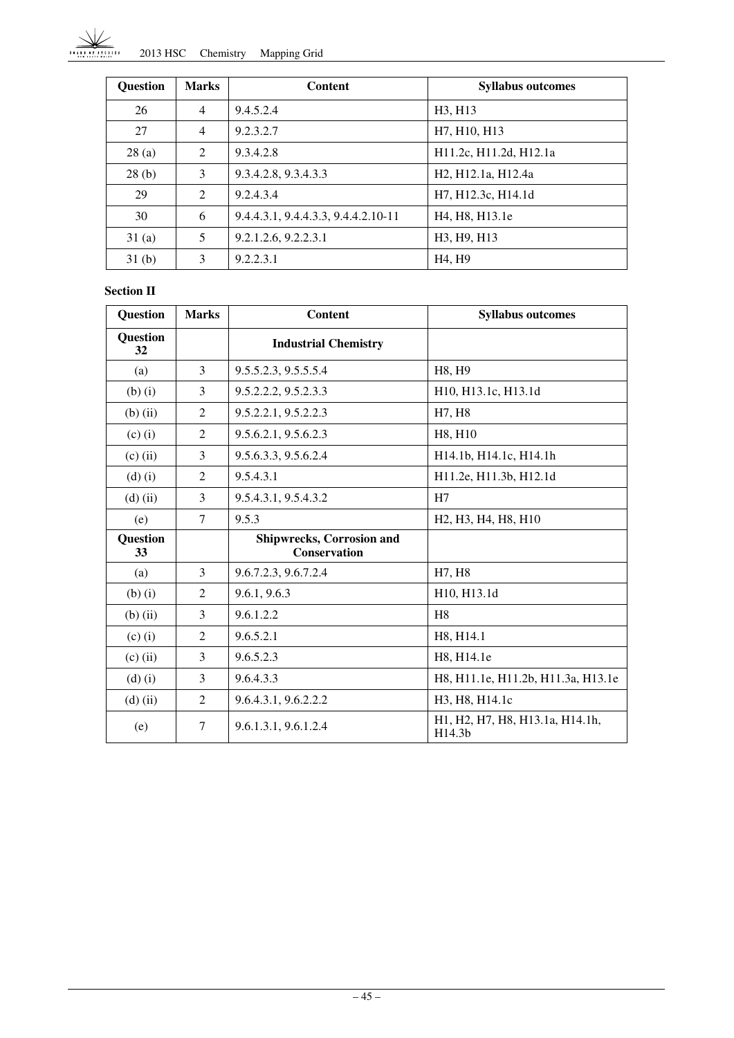| Question | Marks | Content | Syllabus outcomes |
|---|---|---|---|
| 26 | 4 | 9.4.5.2.4 | H3, H13 |
| 27 | 4 | 9.2.3.2.7 | H7, H10, H13 |
| 28 (a) | 2 | 9.3.4.2.8 | H11.2c, H11.2d, H12.1a |
| 28 (b) | 3 | 9.3.4.2.8, 9.3.4.3.3 | H2, H12.1a, H12.4a |
| 29 | 2 | 9.2.4.3.4 | H7, H12.3c, H14.1d |
| 30 | 6 | 9.4.4.3.1, 9.4.4.3.3, 9.4.4.2.10-11 | H4, H8, H13.1e |
| 31 (a) | 5 | 9.2.1.2.6, 9.2.2.3.1 | H3, H9, H13 |
| 31 (b) | 3 | 9.2.2.3.1 | H4, H9 |

**Section II**

| Question | Marks | Content | Syllabus outcomes |
|---|---|---|---|
| **Question 32** | | **Industrial Chemistry** | |
| (a) | 3 | 9.5.5.2.3, 9.5.5.5.4 | H8, H9 |
| (b) (i) | 3 | 9.5.2.2.2, 9.5.2.3.3 | H10, H13.1c, H13.1d |
| (b) (ii) | 2 | 9.5.2.2.1, 9.5.2.2.3 | H7, H8 |
| (c) (i) | 2 | 9.5.6.2.1, 9.5.6.2.3 | H8, H10 |
| (c) (ii) | 3 | 9.5.6.3.3, 9.5.6.2.4 | H14.1b, H14.1c, H14.1h |
| (d) (i) | 2 | 9.5.4.3.1 | H11.2e, H11.3b, H12.1d |
| (d) (ii) | 3 | 9.5.4.3.1, 9.5.4.3.2 | H7 |
| (e) | 7 | 9.5.3 | H2, H3, H4, H8, H10 |
| **Question 33** | | **Shipwrecks, Corrosion and Conservation** | |
| (a) | 3 | 9.6.7.2.3, 9.6.7.2.4 | H7, H8 |
| (b) (i) | 2 | 9.6.1, 9.6.3 | H10, H13.1d |
| (b) (ii) | 3 | 9.6.1.2.2 | H8 |
| (c) (i) | 2 | 9.6.5.2.1 | H8, H14.1 |
| (c) (ii) | 3 | 9.6.5.2.3 | H8, H14.1e |
| (d) (i) | 3 | 9.6.4.3.3 | H8, H11.1e, H11.2b, H11.3a, H13.1e |
| (d) (ii) | 2 | 9.6.4.3.1, 9.6.2.2.2 | H3, H8, H14.1c |
| (e) | 7 | 9.6.1.3.1, 9.6.1.2.4 | H1, H2, H7, H8, H13.1a, H14.1h, H14.3b |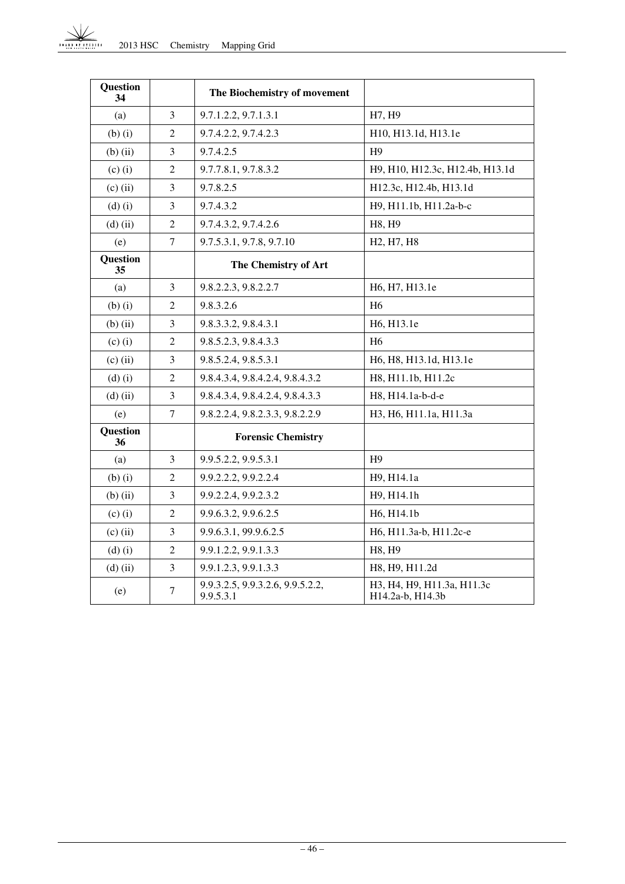| | | | |
|---|---|---|---|
| **Question 34** | | **The Biochemistry of movement** | |
| (a) | 3 | 9.7.1.2.2, 9.7.1.3.1 | H7, H9 |
| (b) (i) | 2 | 9.7.4.2.2, 9.7.4.2.3 | H10, H13.1d, H13.1e |
| (b) (ii) | 3 | 9.7.4.2.5 | H9 |
| (c) (i) | 2 | 9.7.7.8.1, 9.7.8.3.2 | H9, H10, H12.3c, H12.4b, H13.1d |
| (c) (ii) | 3 | 9.7.8.2.5 | H12.3c, H12.4b, H13.1d |
| (d) (i) | 3 | 9.7.4.3.2 | H9, H11.1b, H11.2a-b-c |
| (d) (ii) | 2 | 9.7.4.3.2, 9.7.4.2.6 | H8, H9 |
| (e) | 7 | 9.7.5.3.1, 9.7.8, 9.7.10 | H2, H7, H8 |
| **Question 35** | | **The Chemistry of Art** | |
| (a) | 3 | 9.8.2.2.3, 9.8.2.2.7 | H6, H7, H13.1e |
| (b) (i) | 2 | 9.8.3.2.6 | H6 |
| (b) (ii) | 3 | 9.8.3.3.2, 9.8.4.3.1 | H6, H13.1e |
| (c) (i) | 2 | 9.8.5.2.3, 9.8.4.3.3 | H6 |
| (c) (ii) | 3 | 9.8.5.2.4, 9.8.5.3.1 | H6, H8, H13.1d, H13.1e |
| (d) (i) | 2 | 9.8.4.3.4, 9.8.4.2.4, 9.8.4.3.2 | H8, H11.1b, H11.2c |
| (d) (ii) | 3 | 9.8.4.3.4, 9.8.4.2.4, 9.8.4.3.3 | H8, H14.1a-b-d-e |
| (e) | 7 | 9.8.2.2.4, 9.8.2.3.3, 9.8.2.2.9 | H3, H6, H11.1a, H11.3a |
| **Question 36** | | **Forensic Chemistry** | |
| (a) | 3 | 9.9.5.2.2, 9.9.5.3.1 | H9 |
| (b) (i) | 2 | 9.9.2.2.2, 9.9.2.2.4 | H9, H14.1a |
| (b) (ii) | 3 | 9.9.2.2.4, 9.9.2.3.2 | H9, H14.1h |
| (c) (i) | 2 | 9.9.6.3.2, 9.9.6.2.5 | H6, H14.1b |
| (c) (ii) | 3 | 9.9.6.3.1, 99.9.6.2.5 | H6, H11.3a-b, H11.2c-e |
| (d) (i) | 2 | 9.9.1.2.2, 9.9.1.3.3 | H8, H9 |
| (d) (ii) | 3 | 9.9.1.2.3, 9.9.1.3.3 | H8, H9, H11.2d |
| (e) | 7 | 9.9.3.2.5, 9.9.3.2.6, 9.9.5.2.2, 9.9.5.3.1 | H3, H4, H9, H11.3a, H11.3c H14.2a-b, H14.3b |